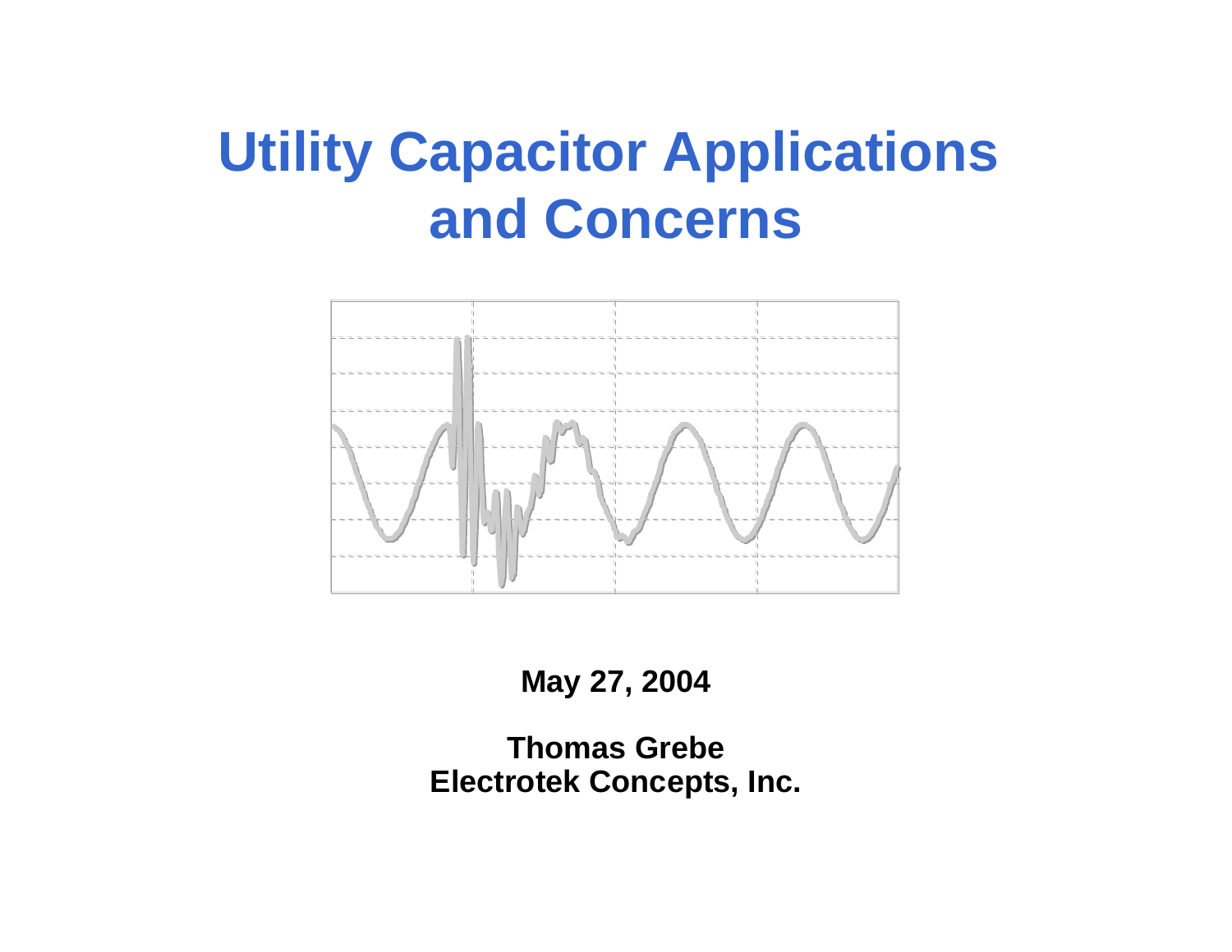# Utility Capacitor Applications and Concerns

**May 27, 2004**

**Thomas Grebe**
**Electrotek Concepts, Inc.**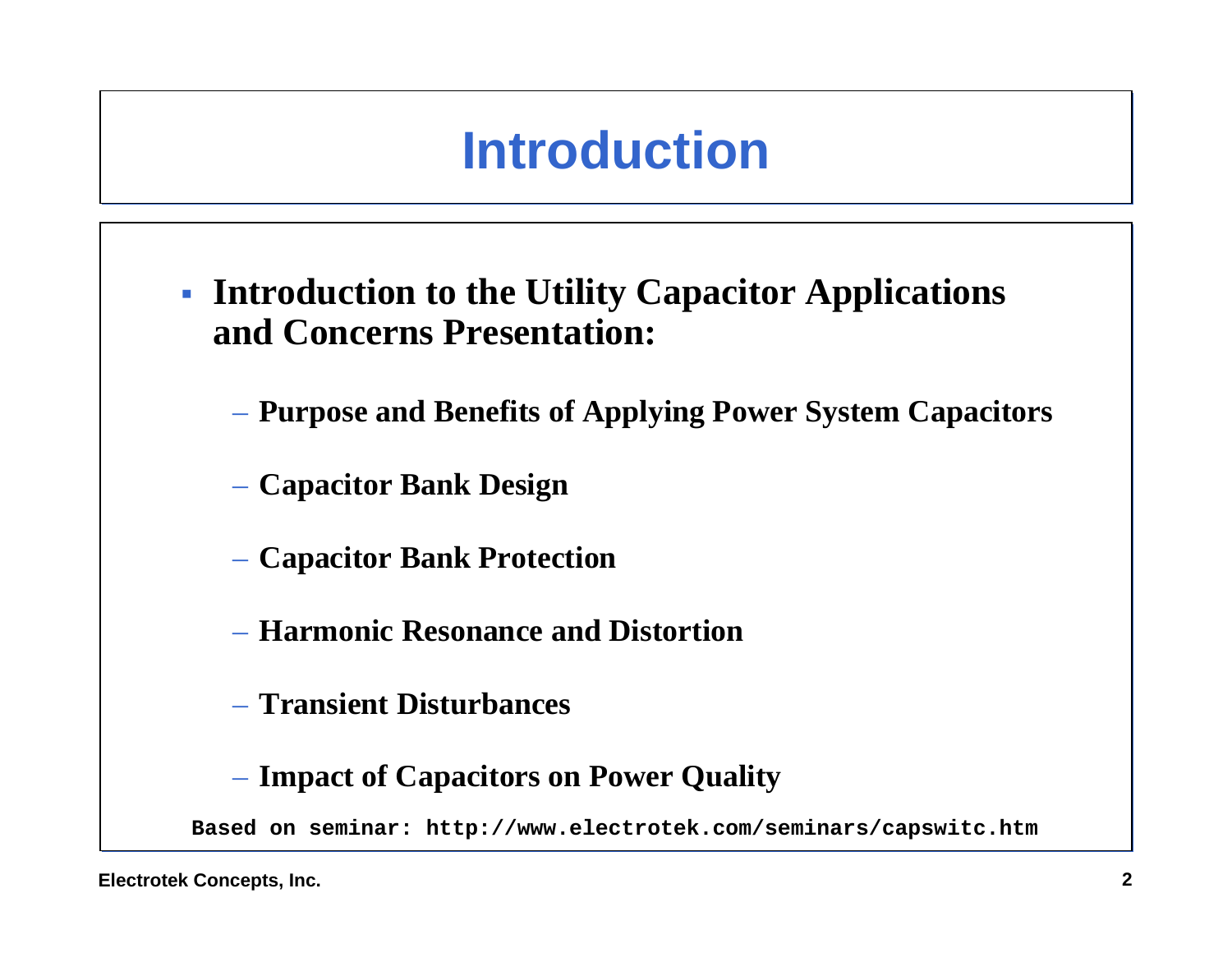# Introduction

- **Introduction to the Utility Capacitor Applications and Concerns Presentation:**
  - **Purpose and Benefits of Applying Power System Capacitors**
  - **Capacitor Bank Design**
  - **Capacitor Bank Protection**
  - **Harmonic Resonance and Distortion**
  - **Transient Disturbances**
  - **Impact of Capacitors on Power Quality**

**Based on seminar: http://www.electrotek.com/seminars/capswitc.htm**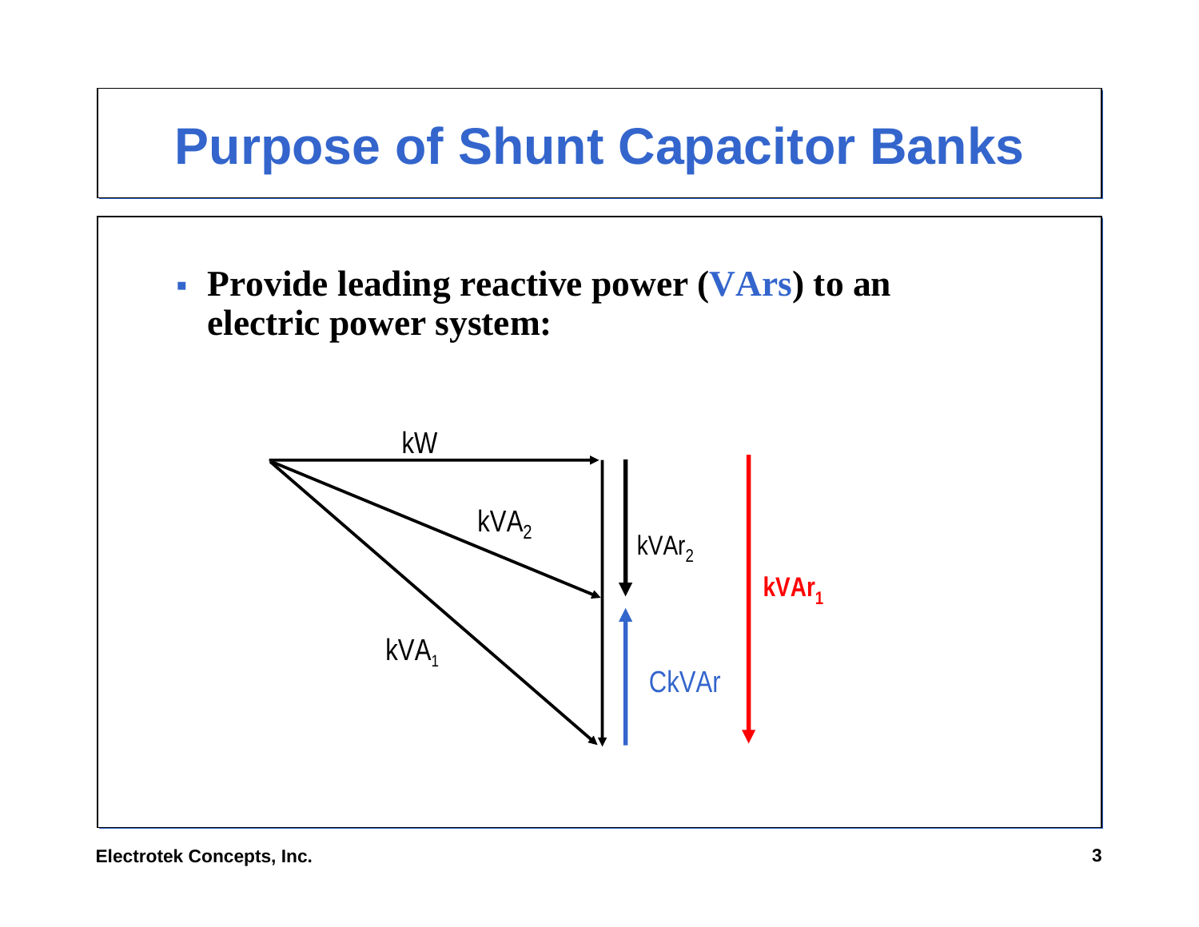# Purpose of Shunt Capacitor Banks

- **Provide leading reactive power (VArs) to an electric power system:**

kW

$kVA_2$

$kVAr_2$

$kVAr_1$

$kVA_1$

CkVAr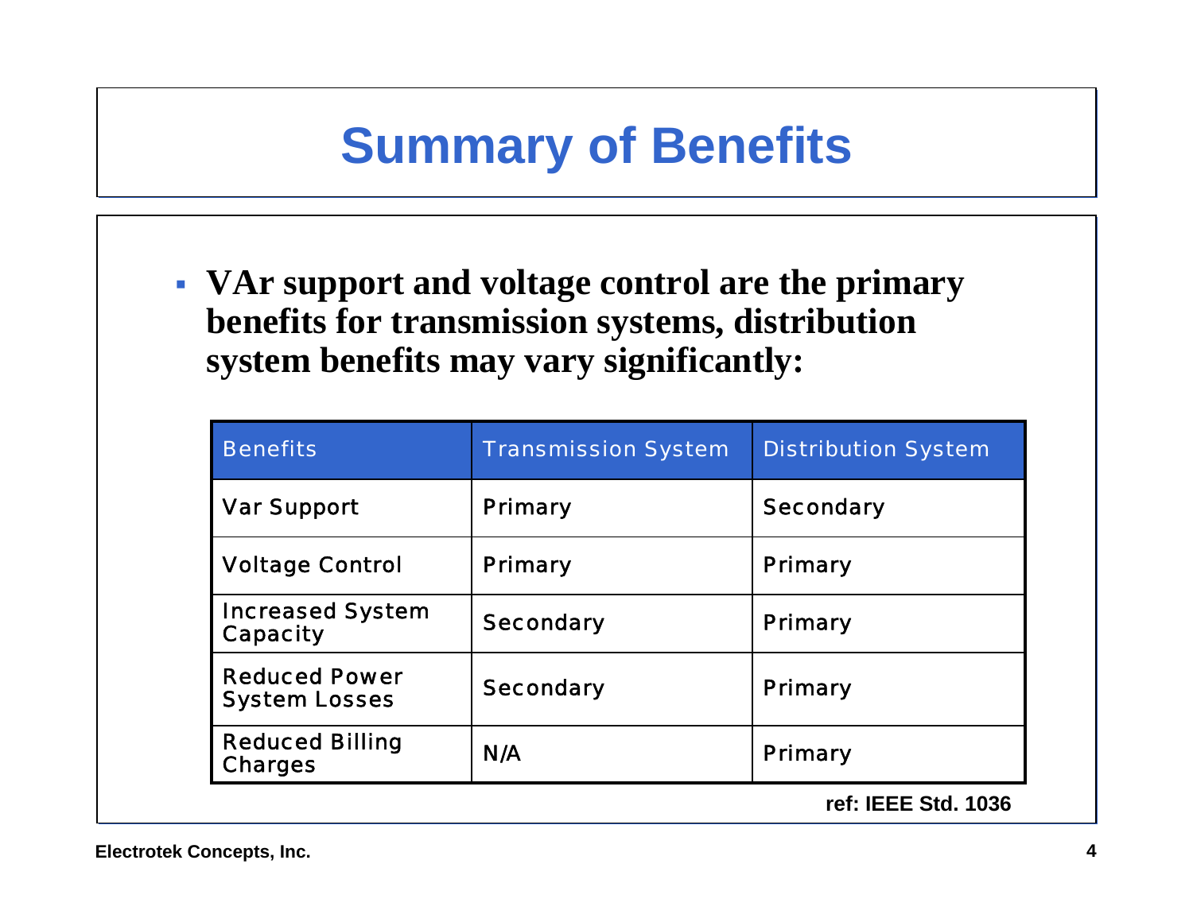# Summary of Benefits

- **VAr support and voltage control are the primary benefits for transmission systems, distribution system benefits may vary significantly:**

| Benefits | Transmission System | Distribution System |
| --- | --- | --- |
| Var Support | Primary | Secondary |
| Voltage Control | Primary | Primary |
| Increased System Capacity | Secondary | Primary |
| Reduced Power System Losses | Secondary | Primary |
| Reduced Billing Charges | N/A | Primary |

**ref: IEEE Std. 1036**

**Electrotek Concepts, Inc.**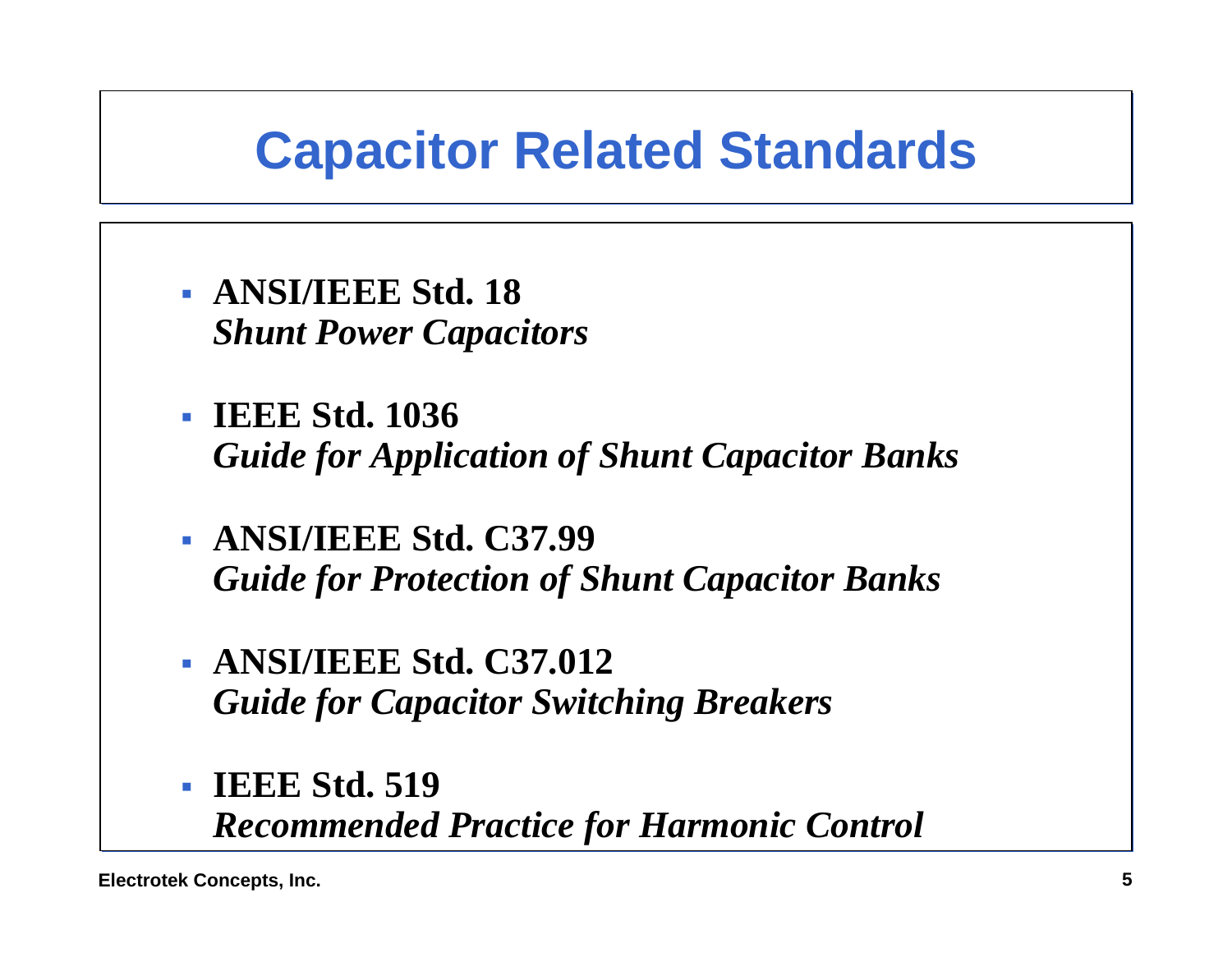# Capacitor Related Standards

- **ANSI/IEEE Std. 18**
  ***Shunt Power Capacitors***

- **IEEE Std. 1036**
  ***Guide for Application of Shunt Capacitor Banks***

- **ANSI/IEEE Std. C37.99**
  ***Guide for Protection of Shunt Capacitor Banks***

- **ANSI/IEEE Std. C37.012**
  ***Guide for Capacitor Switching Breakers***

- **IEEE Std. 519**
  ***Recommended Practice for Harmonic Control***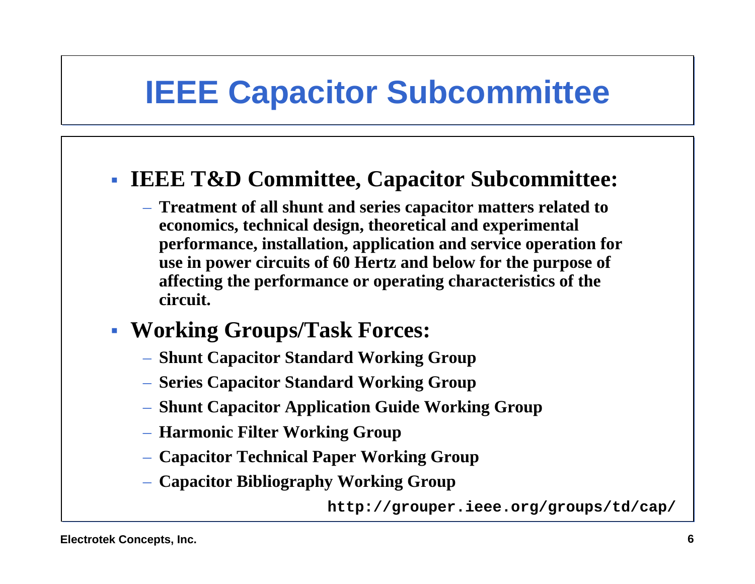# IEEE Capacitor Subcommittee

- **IEEE T&D Committee, Capacitor Subcommittee:**
  - **Treatment of all shunt and series capacitor matters related to economics, technical design, theoretical and experimental performance, installation, application and service operation for use in power circuits of 60 Hertz and below for the purpose of affecting the performance or operating characteristics of the circuit.**
- **Working Groups/Task Forces:**
  - **Shunt Capacitor Standard Working Group**
  - **Series Capacitor Standard Working Group**
  - **Shunt Capacitor Application Guide Working Group**
  - **Harmonic Filter Working Group**
  - **Capacitor Technical Paper Working Group**
  - **Capacitor Bibliography Working Group**

**http://grouper.ieee.org/groups/td/cap/**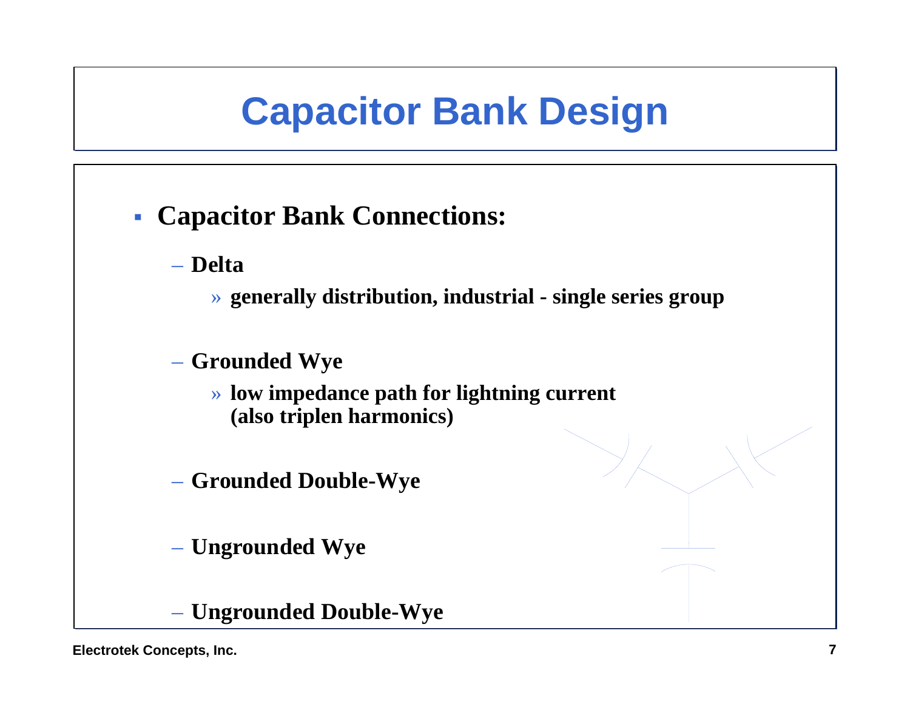# Capacitor Bank Design

- **Capacitor Bank Connections:**
  - **Delta**
    - **generally distribution, industrial - single series group**
  - **Grounded Wye**
    - **low impedance path for lightning current (also triplen harmonics)**
  - **Grounded Double-Wye**
  - **Ungrounded Wye**
  - **Ungrounded Double-Wye**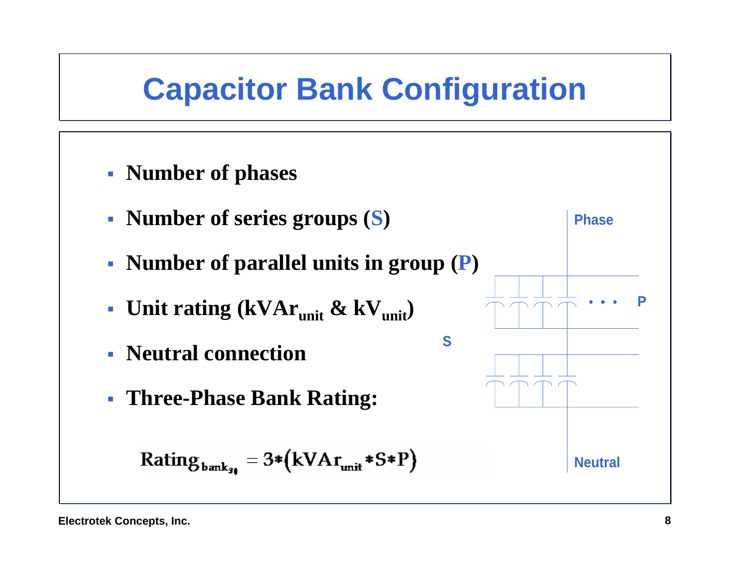# Capacitor Bank Configuration

- **Number of phases**
- **Number of series groups (S)**
- **Number of parallel units in group (P)**
- **Unit rating ($kVAr_{unit}$ & $kV_{unit}$)**
- **Neutral connection**
- **Three-Phase Bank Rating:**

$$Rating_{bank_{3\phi}} = 3*\left(kVAr_{unit}*S*P\right)$$

Phase

P

S

Neutral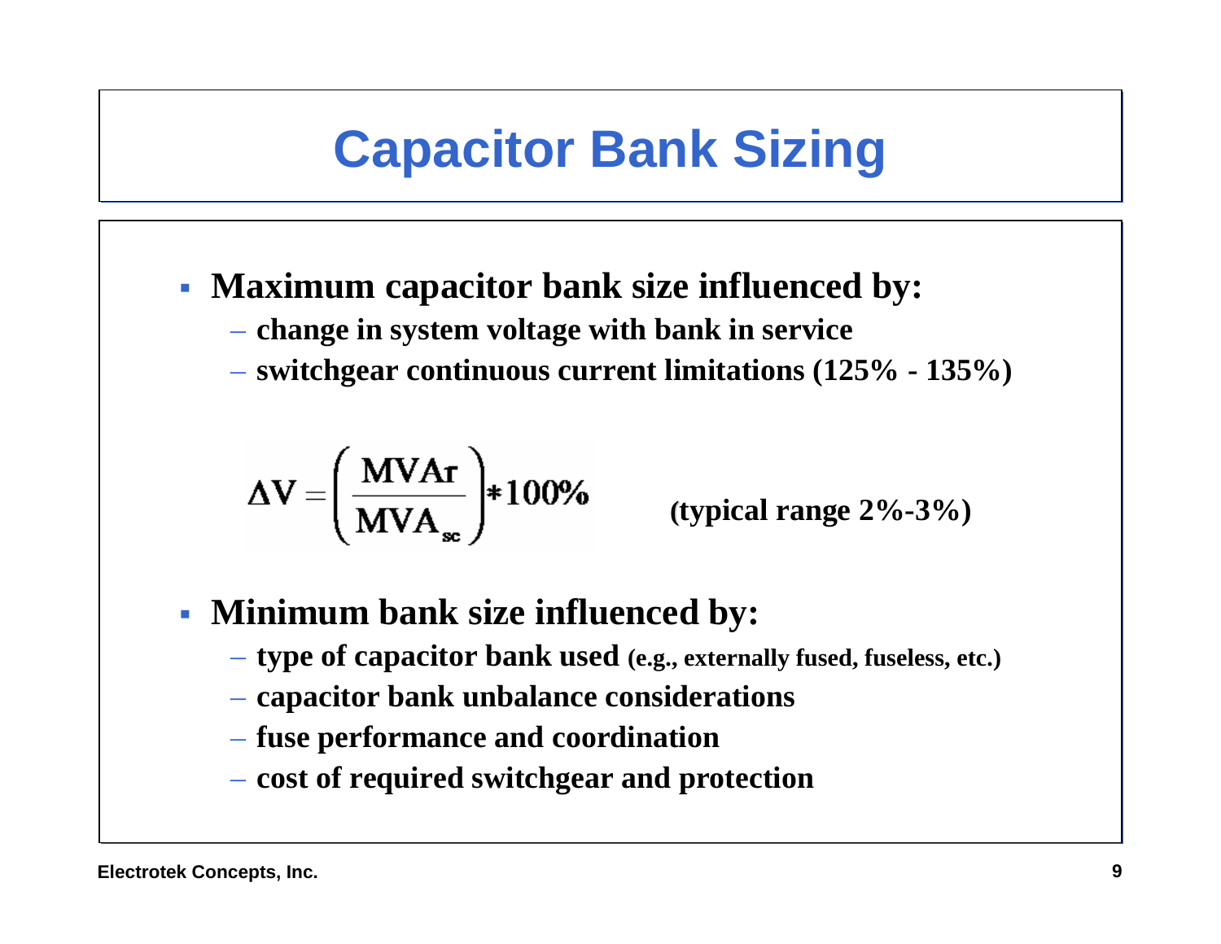# Capacitor Bank Sizing

- **Maximum capacitor bank size influenced by:**
  - **change in system voltage with bank in service**
  - **switchgear continuous current limitations (125% - 135%)**

$$\Delta V = \left( \frac{MVAr}{MVA_{sc}} \right) * 100\%$$

**(typical range 2%-3%)**

- **Minimum bank size influenced by:**
  - **type of capacitor bank used (e.g., externally fused, fuseless, etc.)**
  - **capacitor bank unbalance considerations**
  - **fuse performance and coordination**
  - **cost of required switchgear and protection**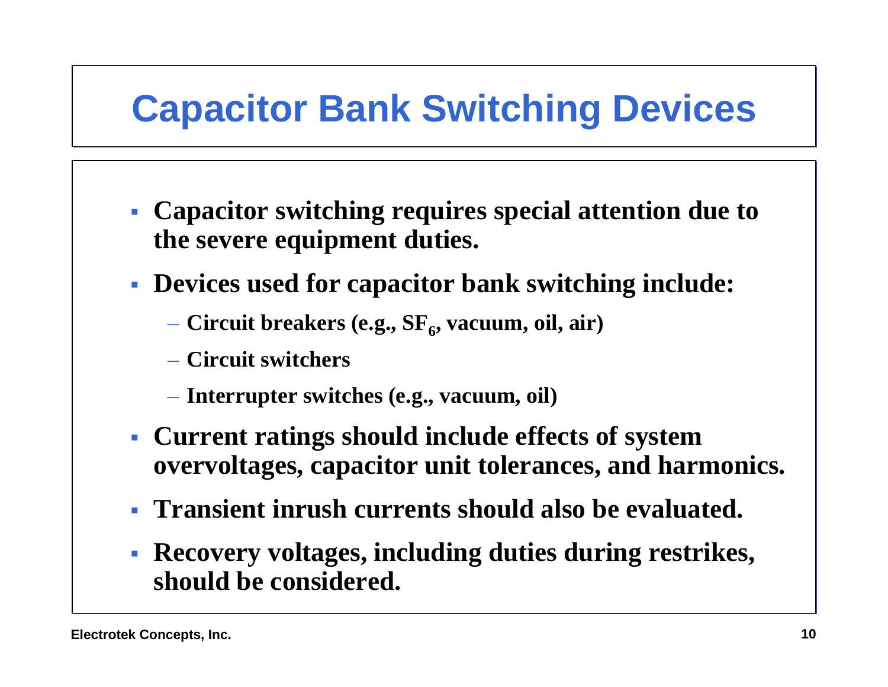# Capacitor Bank Switching Devices

- **Capacitor switching requires special attention due to the severe equipment duties.**
- **Devices used for capacitor bank switching include:**
  - **Circuit breakers (e.g., $SF_6$, vacuum, oil, air)**
  - **Circuit switchers**
  - **Interrupter switches (e.g., vacuum, oil)**
- **Current ratings should include effects of system overvoltages, capacitor unit tolerances, and harmonics.**
- **Transient inrush currents should also be evaluated.**
- **Recovery voltages, including duties during restrikes, should be considered.**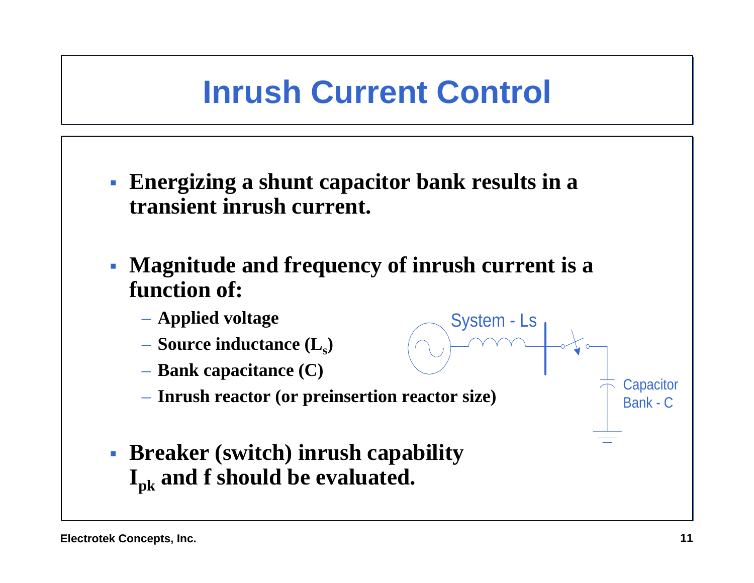# Inrush Current Control

- **Energizing a shunt capacitor bank results in a transient inrush current.**
- **Magnitude and frequency of inrush current is a function of:**
  - **Applied voltage**
  - **Source inductance ($L_s$)**
  - **Bank capacitance (C)**
  - **Inrush reactor (or preinsertion reactor size)**
- **Breaker (switch) inrush capability $I_{pk}$ and f should be evaluated.**

System - Ls

Capacitor Bank - C

Electrotek Concepts, Inc.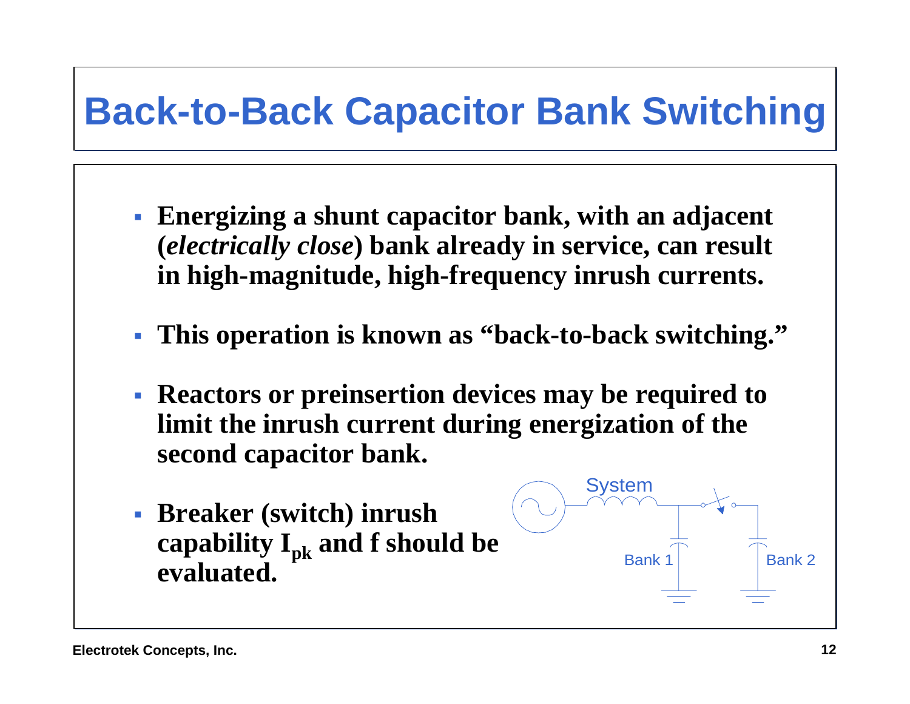# Back-to-Back Capacitor Bank Switching

- **Energizing a shunt capacitor bank, with an adjacent (*electrically close*) bank already in service, can result in high-magnitude, high-frequency inrush currents.**
- **This operation is known as "back-to-back switching."**
- **Reactors or preinsertion devices may be required to limit the inrush current during energization of the second capacitor bank.**
- **Breaker (switch) inrush capability $I_{pk}$ and f should be evaluated.**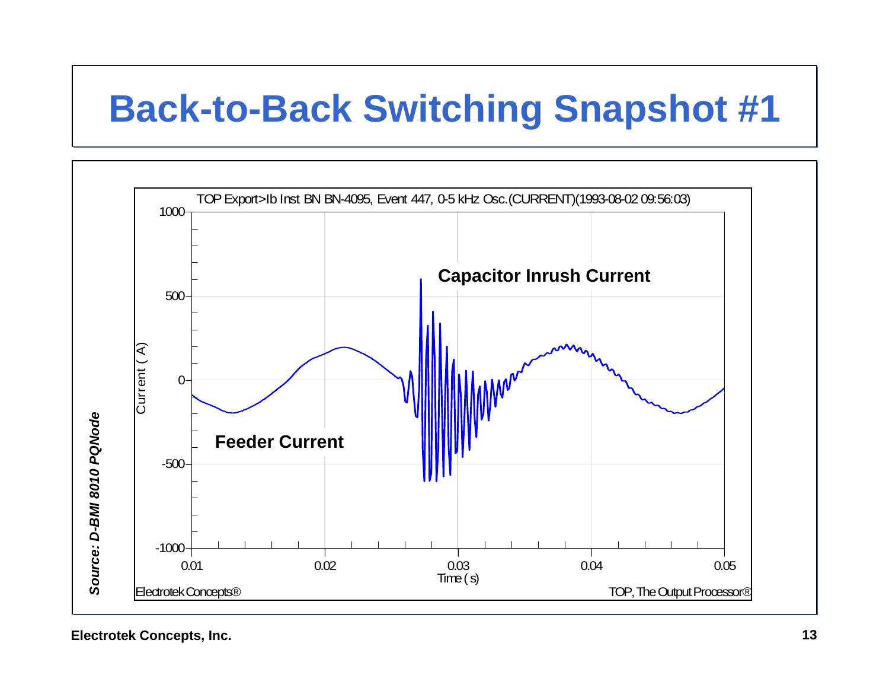# Back-to-Back Switching Snapshot #1

TOP Export>Ib Inst BN BN-4095, Event 447, 0-5 kHz Osc.(CURRENT)(1993-08-02 09:56:03)

Capacitor Inrush Current

Feeder Current

Current ( A)

Time ( s)

Electrotek Concepts®

TOP, The Output Processor®

*Source: D-BMI 8010 PQNode*

**Electrotek Concepts, Inc.**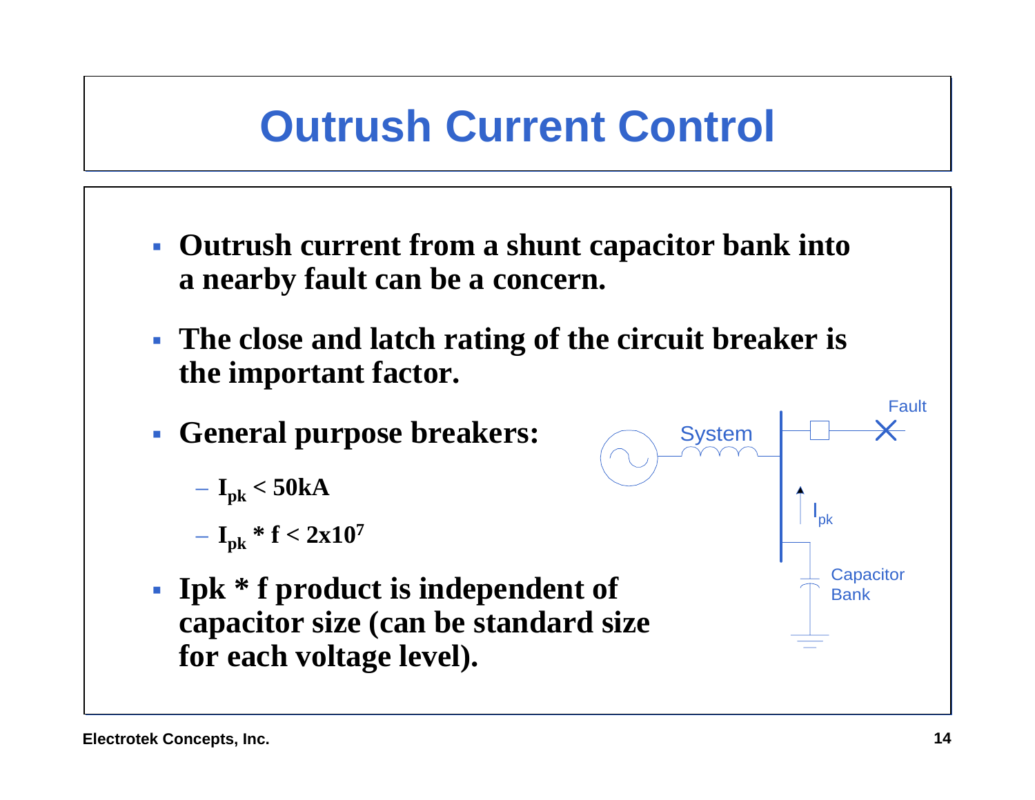# Outrush Current Control

- **Outrush current from a shunt capacitor bank into a nearby fault can be a concern.**
- **The close and latch rating of the circuit breaker is the important factor.**
- **General purpose breakers:**
  - $I_{pk} < 50kA$
  - $I_{pk} * f < 2x10^7$
- **Ipk * f product is independent of capacitor size (can be standard size for each voltage level).**

System

Fault

$I_{pk}$

Capacitor Bank

Electrotek Concepts, Inc.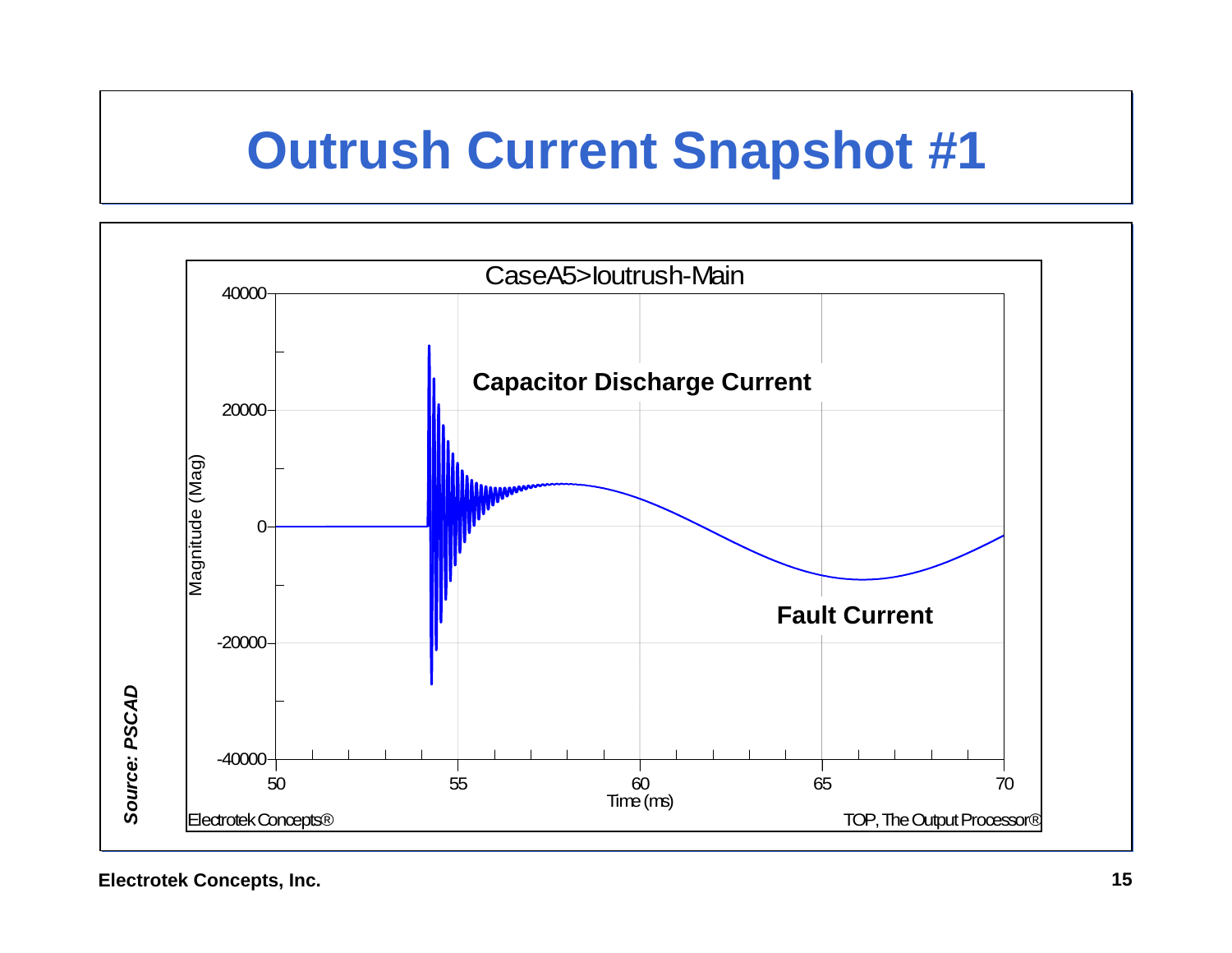# Outrush Current Snapshot #1

CaseA5>Ioutrush-Main

Capacitor Discharge Current

Fault Current

Magnitude (Mag)

Time (ms)

Electrotek Concepts®

TOP, The Output Processor®

***Source: PSCAD***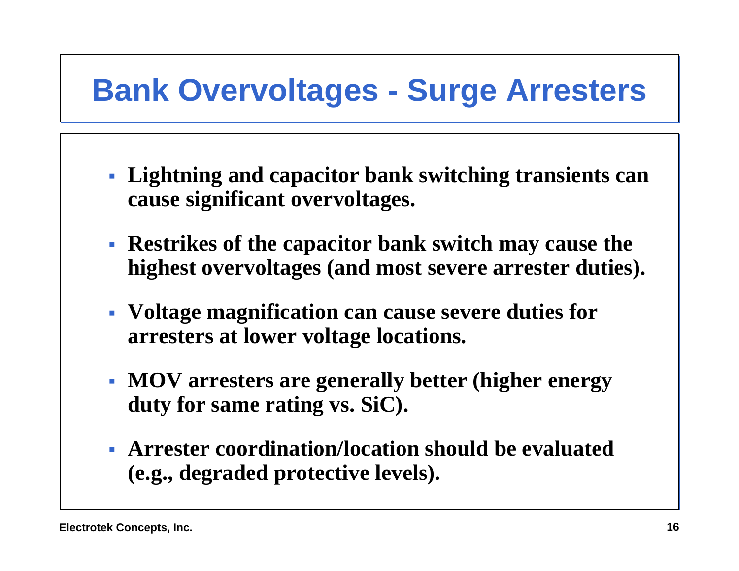# Bank Overvoltages - Surge Arresters

- **Lightning and capacitor bank switching transients can cause significant overvoltages.**
- **Restrikes of the capacitor bank switch may cause the highest overvoltages (and most severe arrester duties).**
- **Voltage magnification can cause severe duties for arresters at lower voltage locations.**
- **MOV arresters are generally better (higher energy duty for same rating vs. SiC).**
- **Arrester coordination/location should be evaluated (e.g., degraded protective levels).**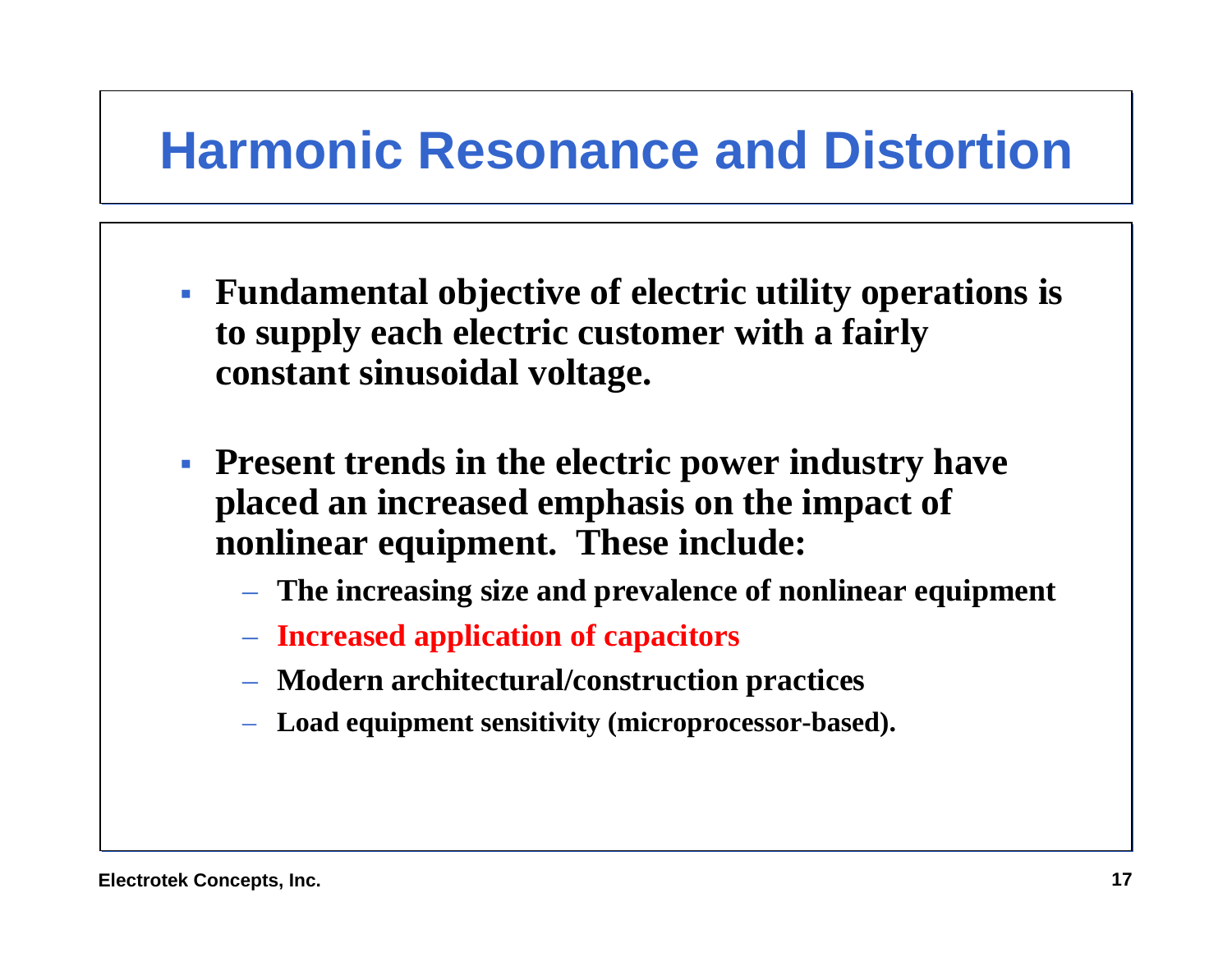# Harmonic Resonance and Distortion

- **Fundamental objective of electric utility operations is to supply each electric customer with a fairly constant sinusoidal voltage.**

- **Present trends in the electric power industry have placed an increased emphasis on the impact of nonlinear equipment. These include:**
  - **The increasing size and prevalence of nonlinear equipment**
  - **Increased application of capacitors**
  - **Modern architectural/construction practices**
  - **Load equipment sensitivity (microprocessor-based).**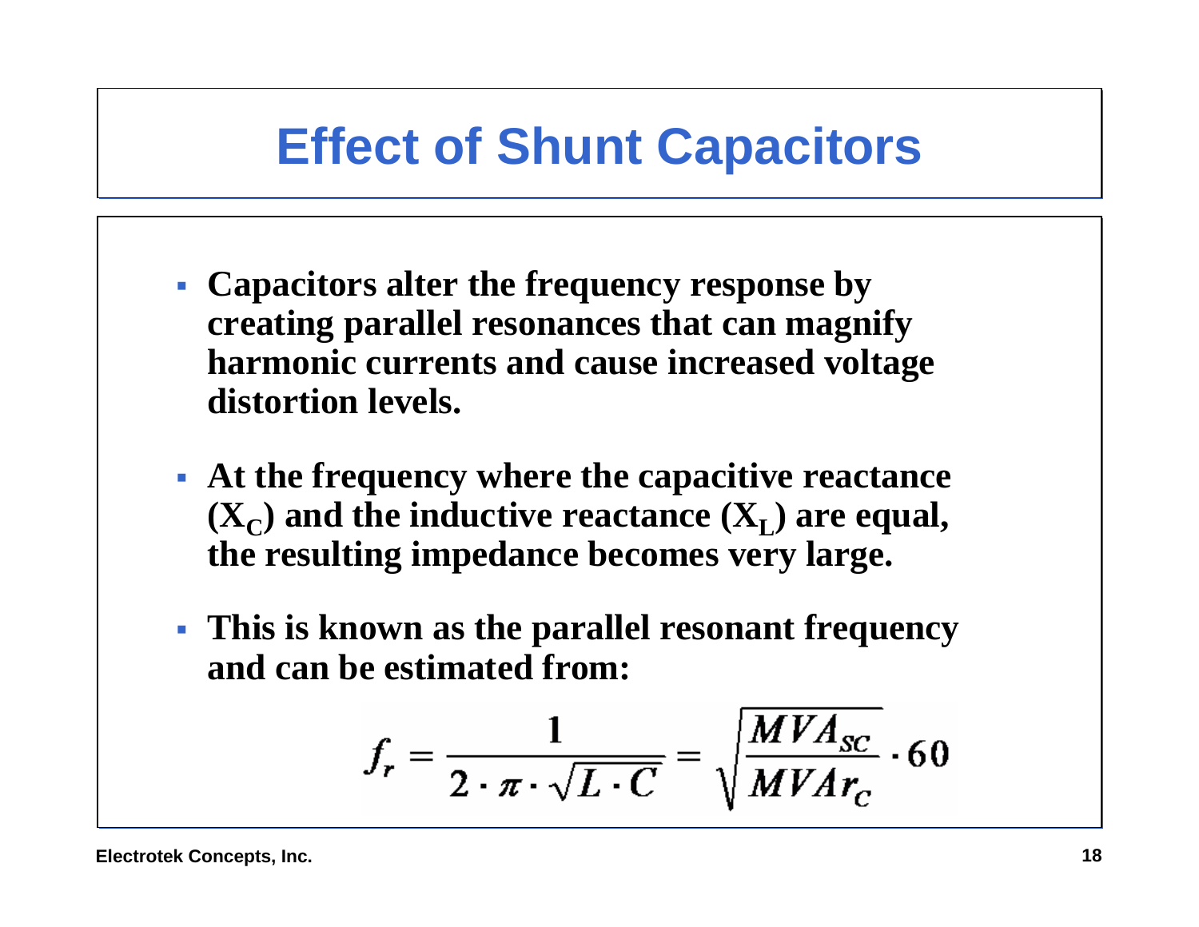# Effect of Shunt Capacitors

- **Capacitors alter the frequency response by creating parallel resonances that can magnify harmonic currents and cause increased voltage distortion levels.**
- **At the frequency where the capacitive reactance ($X_C$) and the inductive reactance ($X_L$) are equal, the resulting impedance becomes very large.**
- **This is known as the parallel resonant frequency and can be estimated from:**

$$f_r = \frac{1}{2 \cdot \pi \cdot \sqrt{L \cdot C}} = \sqrt{\frac{MVA_{SC}}{MVAr_C}} \cdot 60$$

Electrotek Concepts, Inc.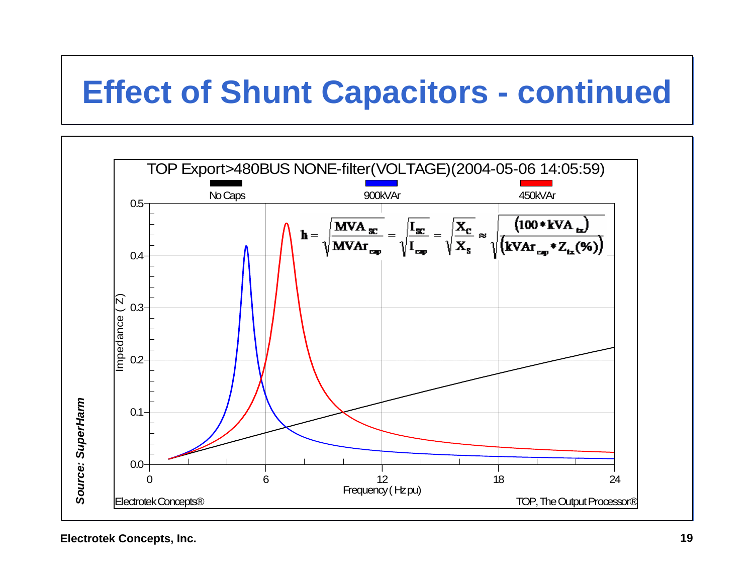# Effect of Shunt Capacitors - continued

TOP Export>480BUS NONE-filter(VOLTAGE)(2004-05-06 14:05:59)

No Caps | 900kVAr | 450kVAr

$$h = \sqrt{\frac{MVA_{sc}}{MVAr_{cap}}} = \sqrt{\frac{I_{sc}}{I_{cap}}} = \sqrt{\frac{X_C}{X_S}} \approx \sqrt{\frac{(100 * kVA_{tx})}{(kVAr_{cap} * Z_{tx}(\%))}}$$

Impedance ( Z )

Frequency ( Hz pu)

Electrotek Concepts®

TOP, The Output Processor®

*Source: SuperHarm*

**Electrotek Concepts, Inc.**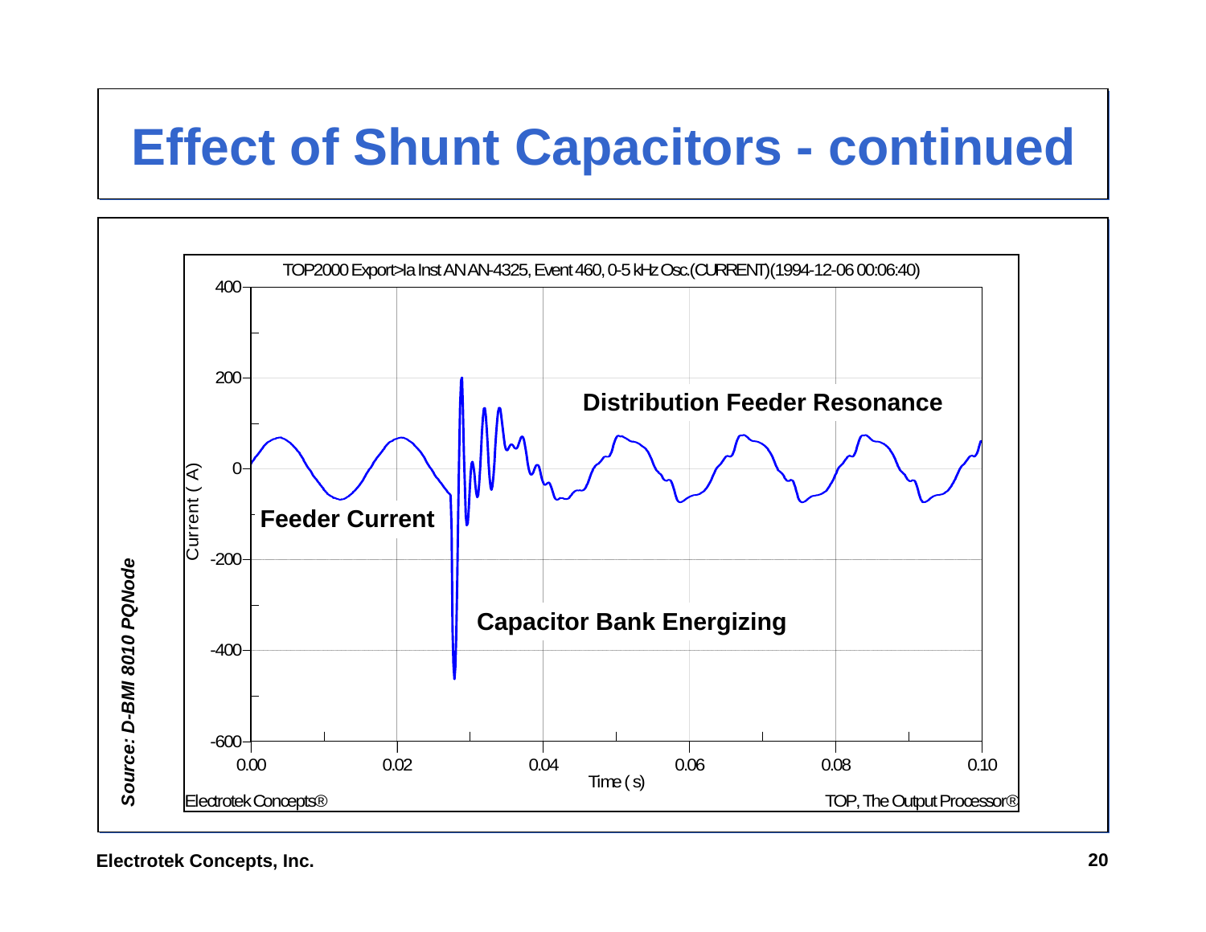# Effect of Shunt Capacitors - continued

TOP2000 Export>Ia Inst AN AN-4325, Event 460, 0-5 kHz Osc.(CURRENT)(1994-12-06 00:06:40)

Distribution Feeder Resonance

Feeder Current

Capacitor Bank Energizing

Current ( A )

Time ( s )

Electrotek Concepts®

TOP, The Output Processor®

*Source: D-BMI 8010 PQNode*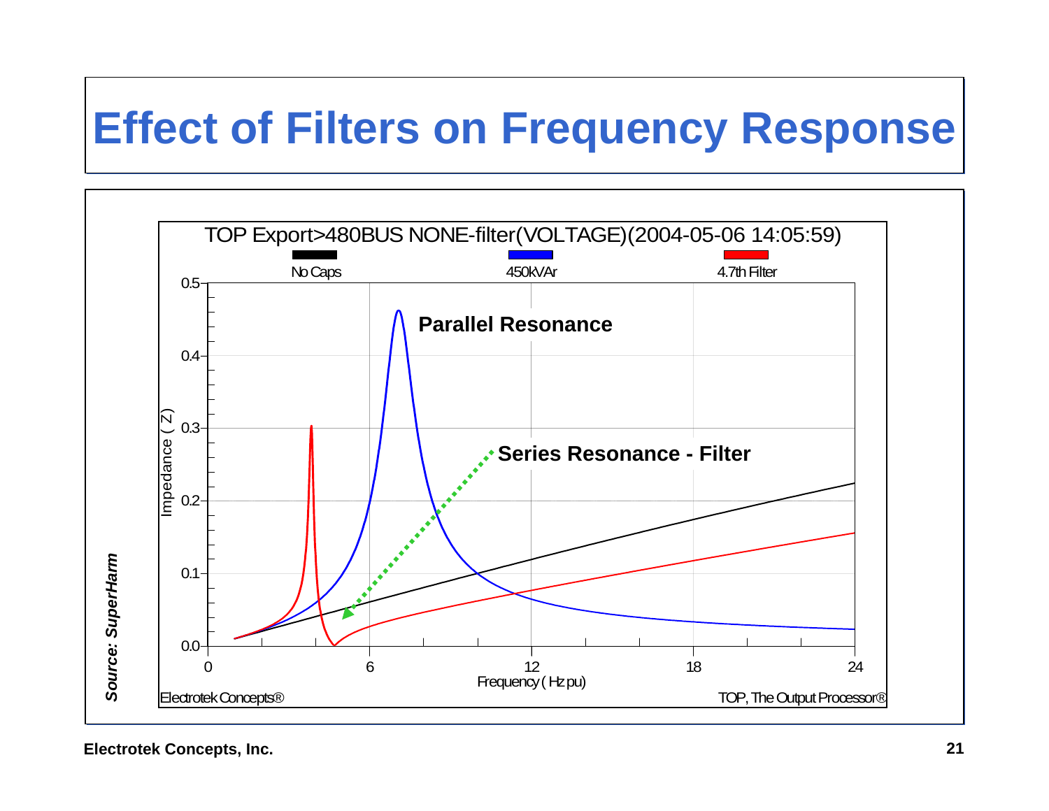# Effect of Filters on Frequency Response

TOP Export>480BUS NONE-filter(VOLTAGE)(2004-05-06 14:05:59)

No Caps | 450kVAr | 4.7th Filter

Parallel Resonance

Series Resonance - Filter

Impedance ( Z )

Frequency ( Hz pu)

Electrotek Concepts®

TOP, The Output Processor®

*Source: SuperHarm*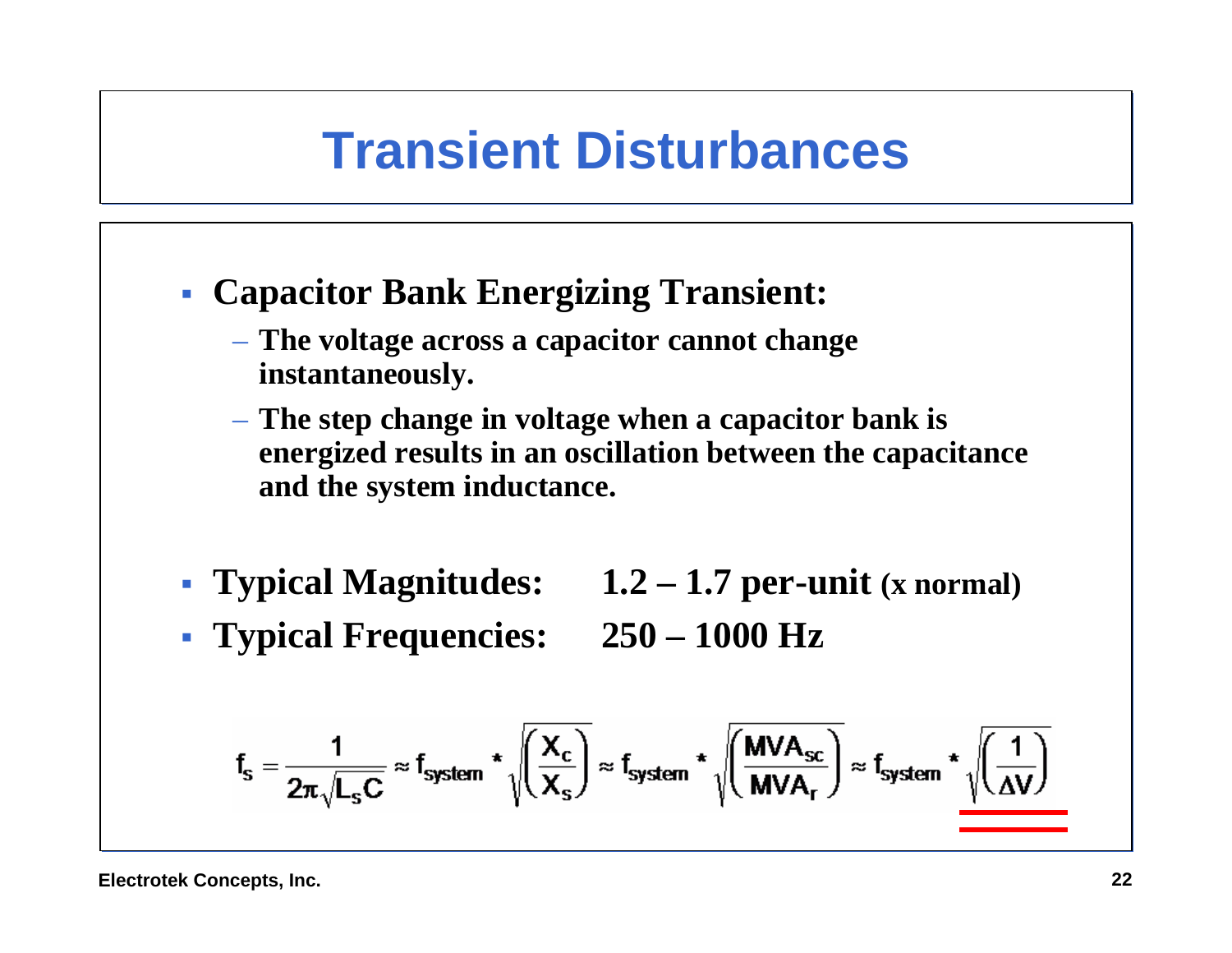# Transient Disturbances

- **Capacitor Bank Energizing Transient:**
  - **The voltage across a capacitor cannot change instantaneously.**
  - **The step change in voltage when a capacitor bank is energized results in an oscillation between the capacitance and the system inductance.**

- **Typical Magnitudes: 1.2 – 1.7 per-unit (x normal)**
- **Typical Frequencies: 250 – 1000 Hz**

$$f_s = \frac{1}{2\pi\sqrt{L_s C}} \approx f_{system} * \sqrt{\left(\frac{X_c}{X_s}\right)} \approx f_{system} * \sqrt{\left(\frac{MVA_{sc}}{MVA_r}\right)} \approx f_{system} * \sqrt{\left(\frac{1}{\Delta V}\right)}$$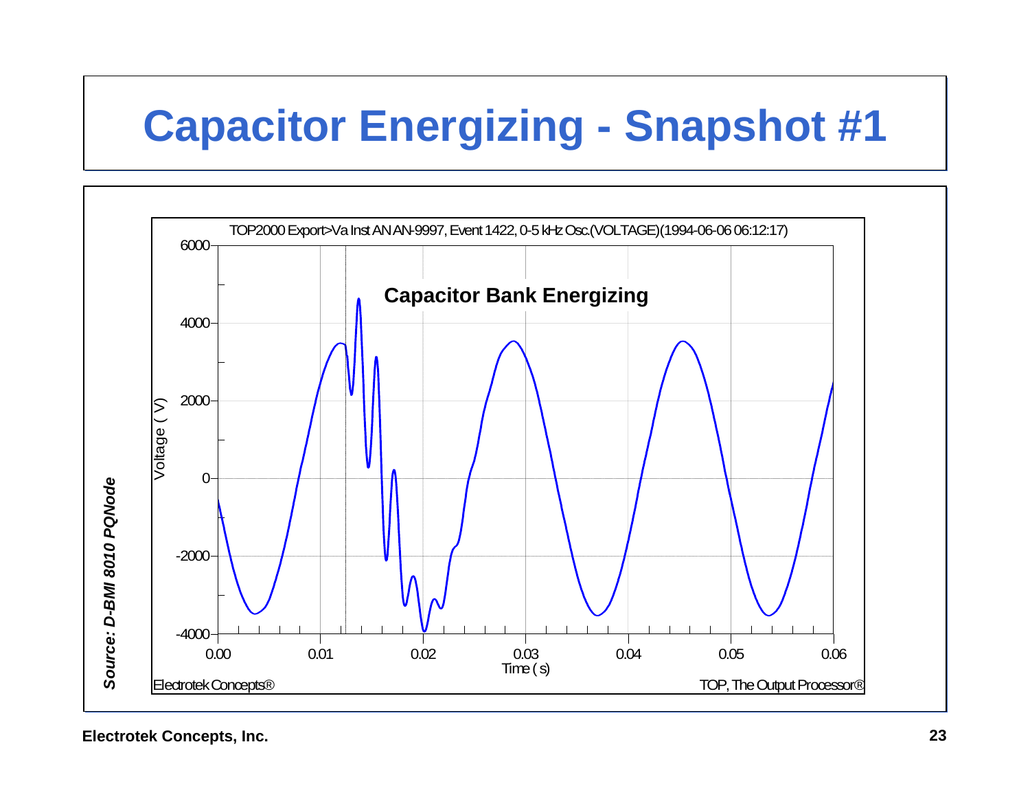# Capacitor Energizing - Snapshot #1

TOP2000 Export>Va Inst AN AN-9997, Event 1422, 0-5 kHz Osc.(VOLTAGE)(1994-06-06 06:12:17)

**Capacitor Bank Energizing**

Voltage ( V )

Time ( s )

Electrotek Concepts®

TOP, The Output Processor®

*Source: D-BMI 8010 PQNode*

**Electrotek Concepts, Inc.**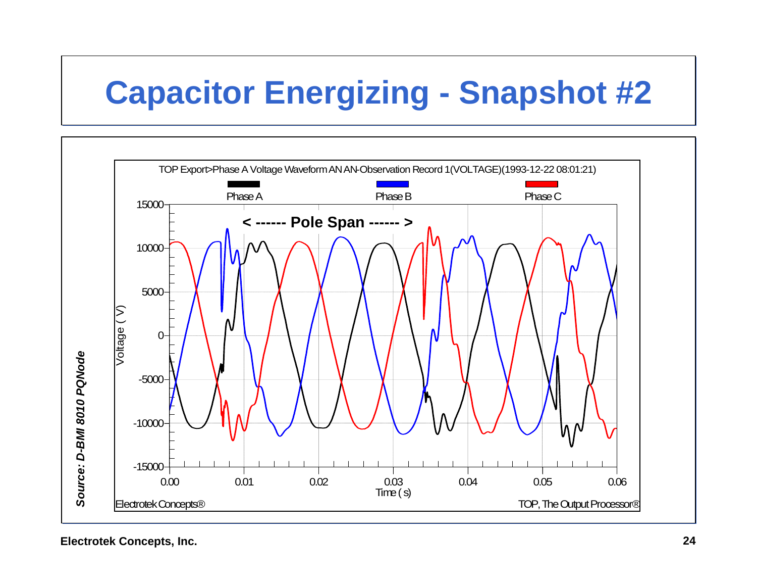# Capacitor Energizing - Snapshot #2

TOP Export>Phase A Voltage Waveform AN AN-Observation Record 1(VOLTAGE)(1993-12-22 08:01:21)

Phase A | Phase B | Phase C

< ------ Pole Span ------ >

Voltage ( V )

Time ( s )

Electrotek Concepts®

TOP, The Output Processor®

*Source: D-BMI 8010 PQNode*

Electrotek Concepts, Inc.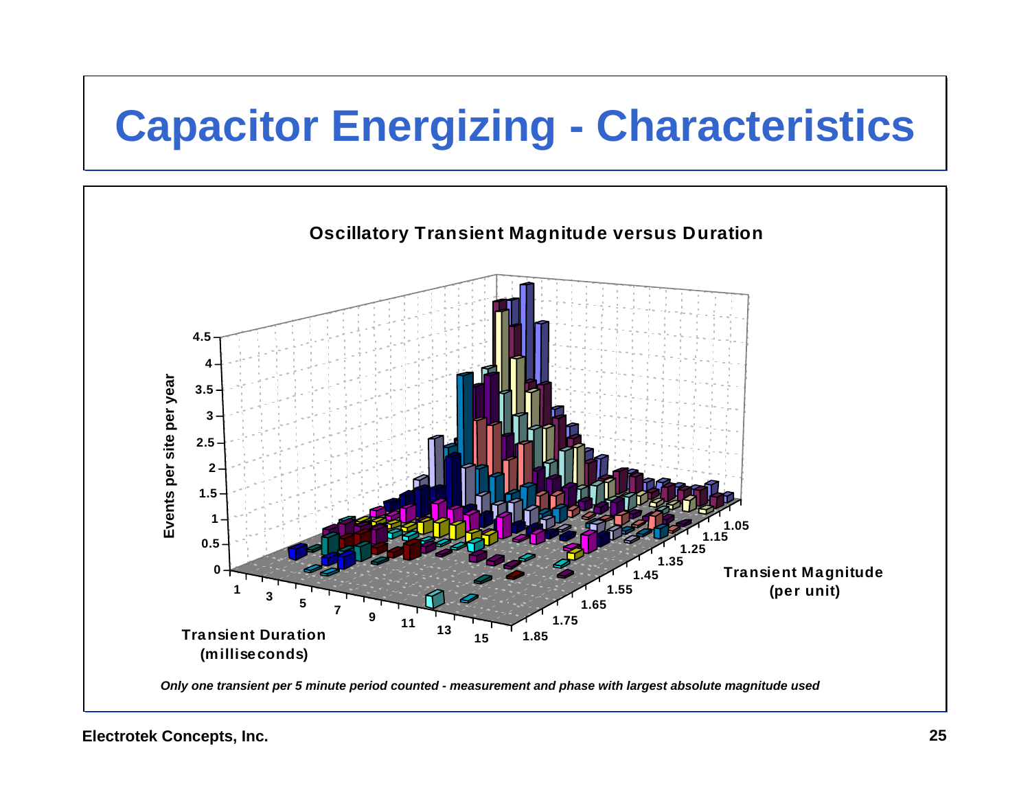# Capacitor Energizing - Characteristics

**Oscillatory Transient Magnitude versus Duration**

Events per site per year: 0, 0.5, 1, 1.5, 2, 2.5, 3, 3.5, 4, 4.5

Transient Duration (milliseconds): 1, 3, 5, 7, 9, 11, 13, 15

Transient Magnitude (per unit): 1.05, 1.15, 1.25, 1.35, 1.45, 1.55, 1.65, 1.75, 1.85

*Only one transient per 5 minute period counted - measurement and phase with largest absolute magnitude used*

**Electrotek Concepts, Inc.**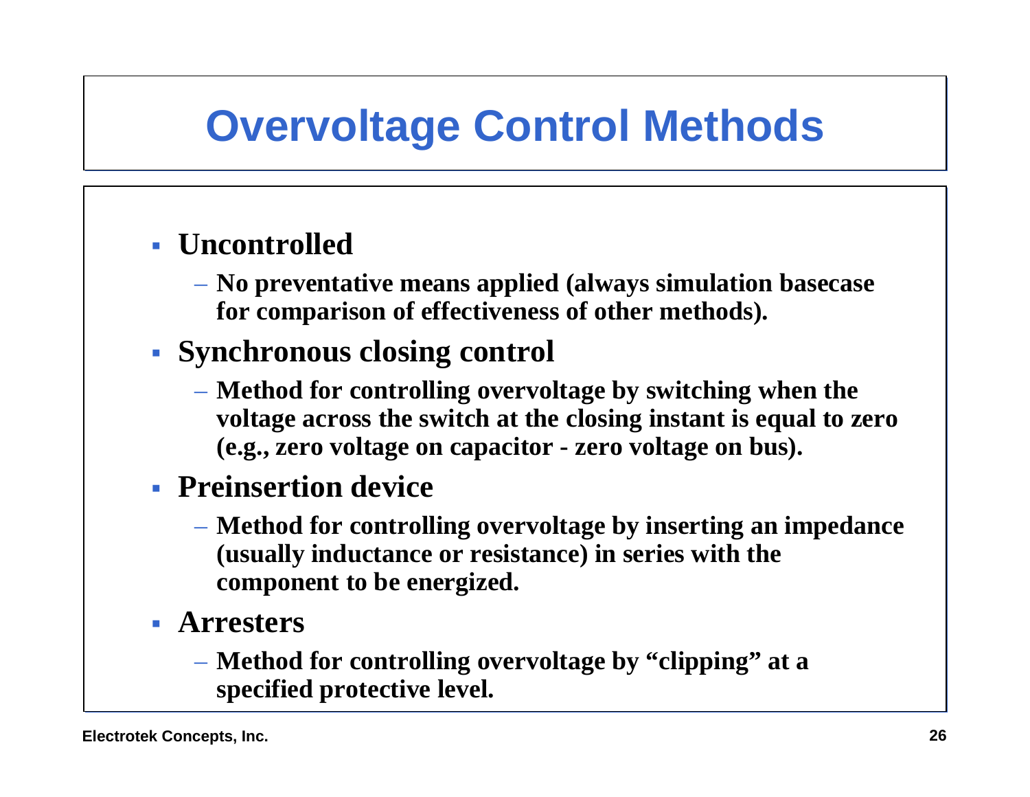# Overvoltage Control Methods

- **Uncontrolled**
  - **No preventative means applied (always simulation basecase for comparison of effectiveness of other methods).**
- **Synchronous closing control**
  - **Method for controlling overvoltage by switching when the voltage across the switch at the closing instant is equal to zero (e.g., zero voltage on capacitor - zero voltage on bus).**
- **Preinsertion device**
  - **Method for controlling overvoltage by inserting an impedance (usually inductance or resistance) in series with the component to be energized.**
- **Arresters**
  - **Method for controlling overvoltage by "clipping" at a specified protective level.**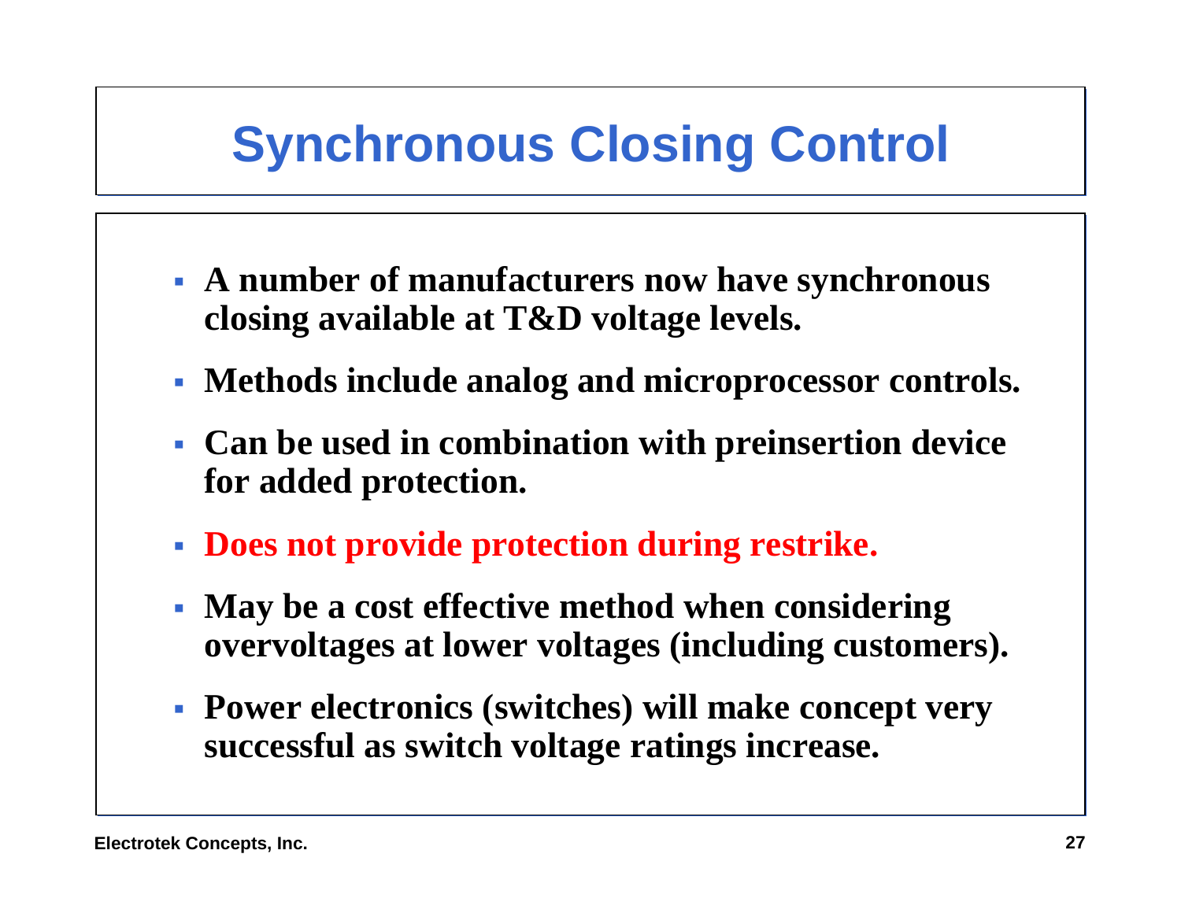# Synchronous Closing Control

- **A number of manufacturers now have synchronous closing available at T&D voltage levels.**
- **Methods include analog and microprocessor controls.**
- **Can be used in combination with preinsertion device for added protection.**
- **Does not provide protection during restrike.**
- **May be a cost effective method when considering overvoltages at lower voltages (including customers).**
- **Power electronics (switches) will make concept very successful as switch voltage ratings increase.**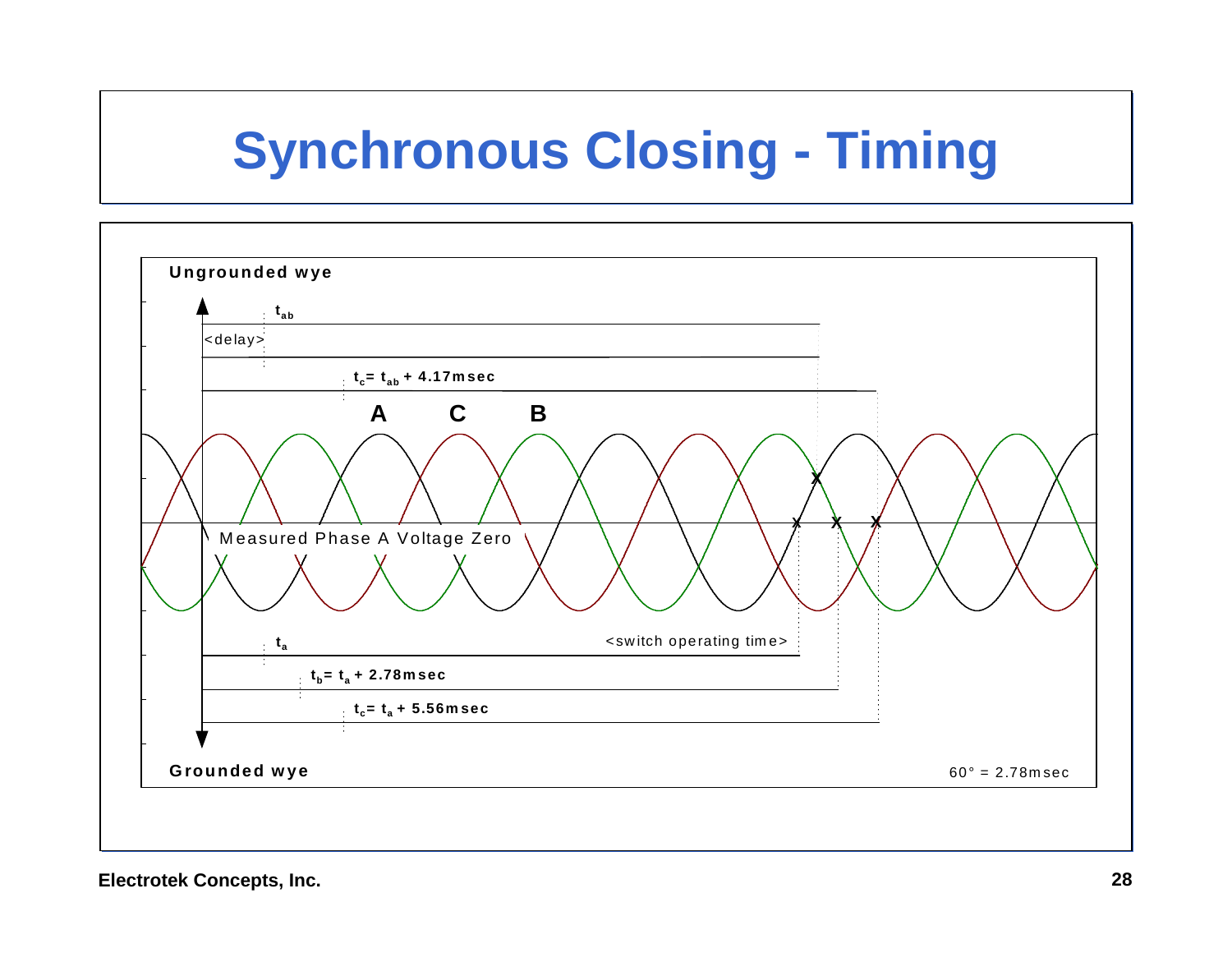# Synchronous Closing - Timing

Ungrounded wye

$t_{ab}$

<delay>

$t_c = t_{ab} + 4.17\text{msec}$

A C B

Measured Phase A Voltage Zero

$t_a$ <switch operating time>

$t_b = t_a + 2.78\text{msec}$

$t_c = t_a + 5.56\text{msec}$

Grounded wye

60° = 2.78msec

Electrotek Concepts, Inc.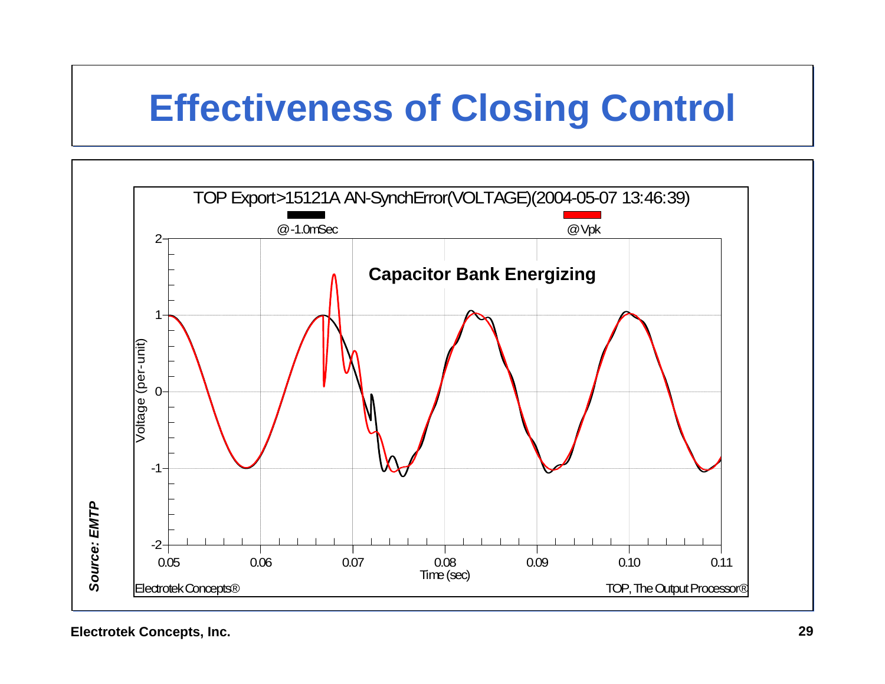# Effectiveness of Closing Control

TOP Export>15121A AN-SynchError(VOLTAGE)(2004-05-07 13:46:39)

@-1.0mSec

@Vpk

**Capacitor Bank Energizing**

Voltage (per-unit)

Time (sec)

Electrotek Concepts®

TOP, The Output Processor®

***Source: EMTP***

**Electrotek Concepts, Inc.**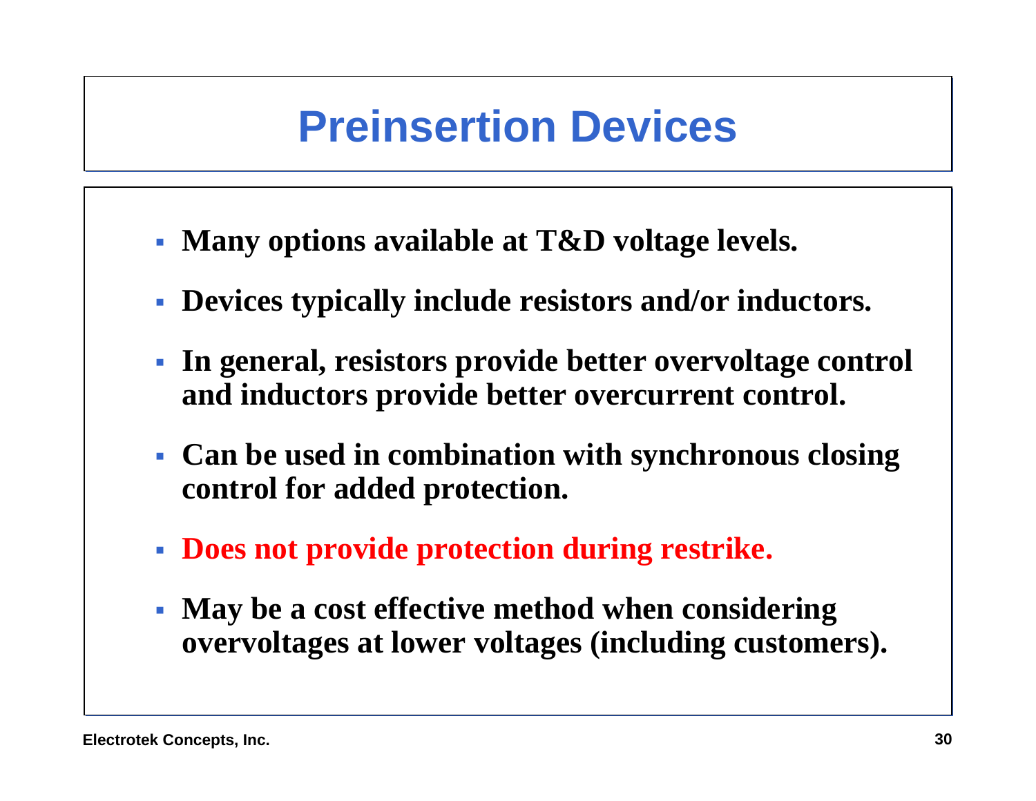# Preinsertion Devices

- **Many options available at T&D voltage levels.**
- **Devices typically include resistors and/or inductors.**
- **In general, resistors provide better overvoltage control and inductors provide better overcurrent control.**
- **Can be used in combination with synchronous closing control for added protection.**
- **Does not provide protection during restrike.**
- **May be a cost effective method when considering overvoltages at lower voltages (including customers).**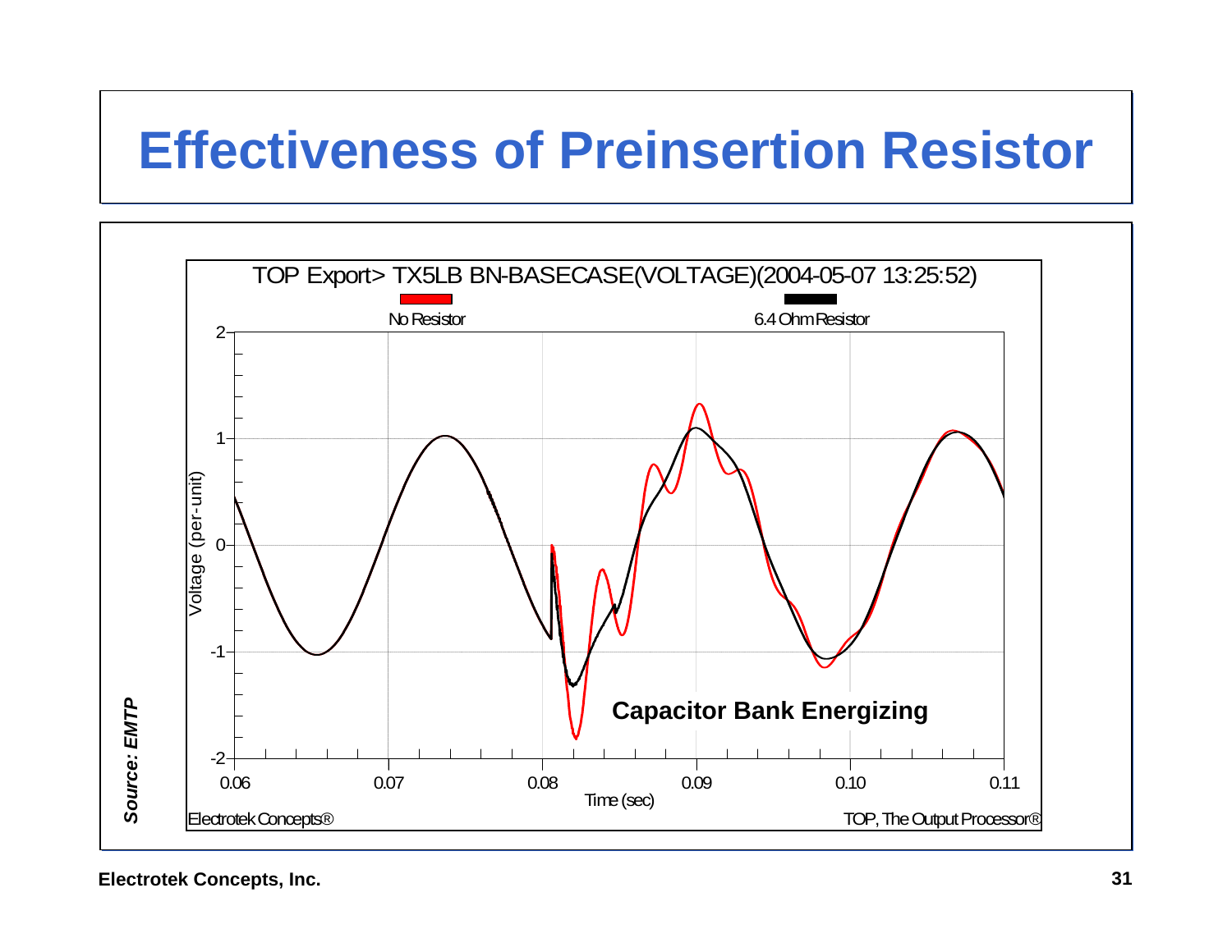# Effectiveness of Preinsertion Resistor

TOP Export> TX5LB BN-BASECASE(VOLTAGE)(2004-05-07 13:25:52)

No Resistor — 6.4 Ohm Resistor

Voltage (per-unit)

Time (sec)

**Capacitor Bank Energizing**

Electrotek Concepts®

TOP, The Output Processor®

***Source: EMTP***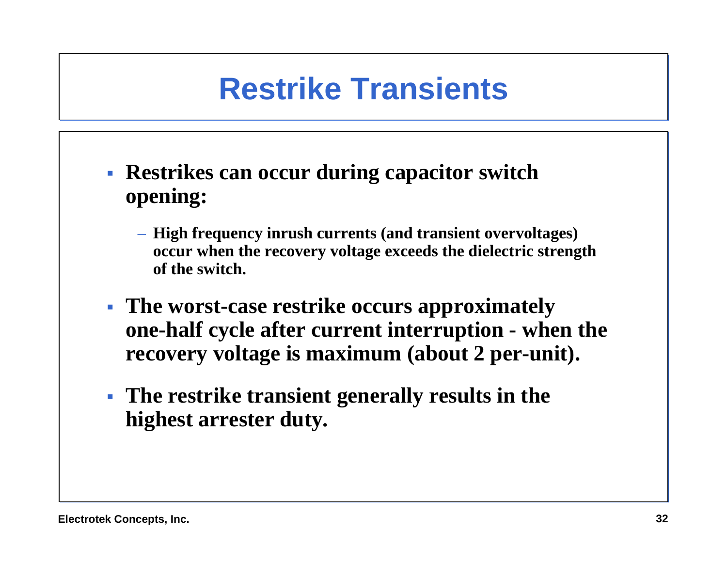# Restrike Transients

- **Restrikes can occur during capacitor switch opening:**
  - **High frequency inrush currents (and transient overvoltages) occur when the recovery voltage exceeds the dielectric strength of the switch.**
- **The worst-case restrike occurs approximately one-half cycle after current interruption - when the recovery voltage is maximum (about 2 per-unit).**
- **The restrike transient generally results in the highest arrester duty.**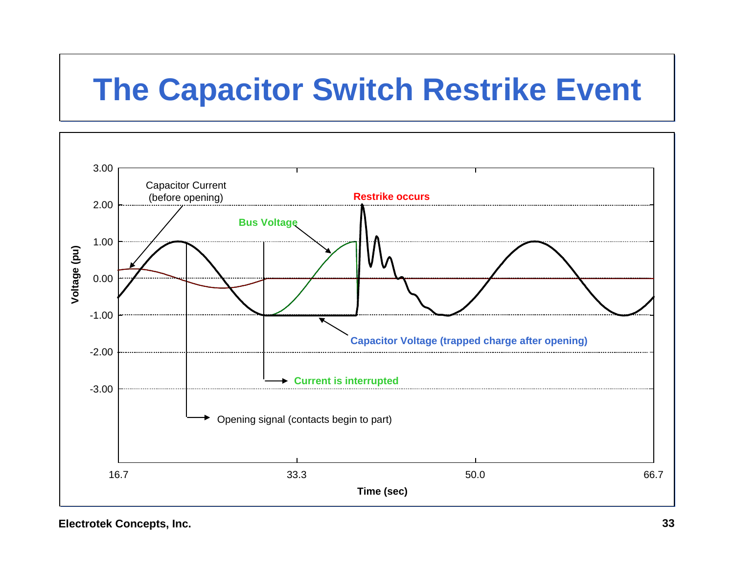# The Capacitor Switch Restrike Event

Capacitor Current (before opening)

Restrike occurs

Bus Voltage

Capacitor Voltage (trapped charge after opening)

Current is interrupted

Opening signal (contacts begin to part)

Voltage (pu): 3.00, 2.00, 1.00, 0.00, -1.00, -2.00, -3.00

Time (sec): 16.7, 33.3, 50.0, 66.7

Electrotek Concepts, Inc.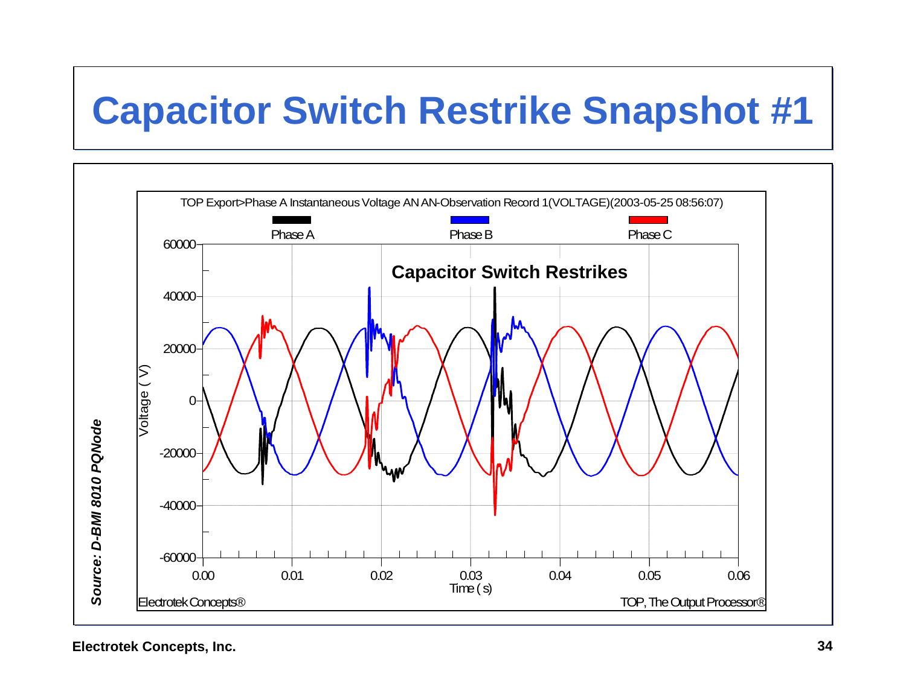# Capacitor Switch Restrike Snapshot #1

TOP Export>Phase A Instantaneous Voltage AN AN-Observation Record 1(VOLTAGE)(2003-05-25 08:56:07)

Phase A Phase B Phase C

**Capacitor Switch Restrikes**

Voltage ( V )

Time ( s )

Electrotek Concepts®

TOP, The Output Processor®

***Source: D-BMI 8010 PQNode***

**Electrotek Concepts, Inc.**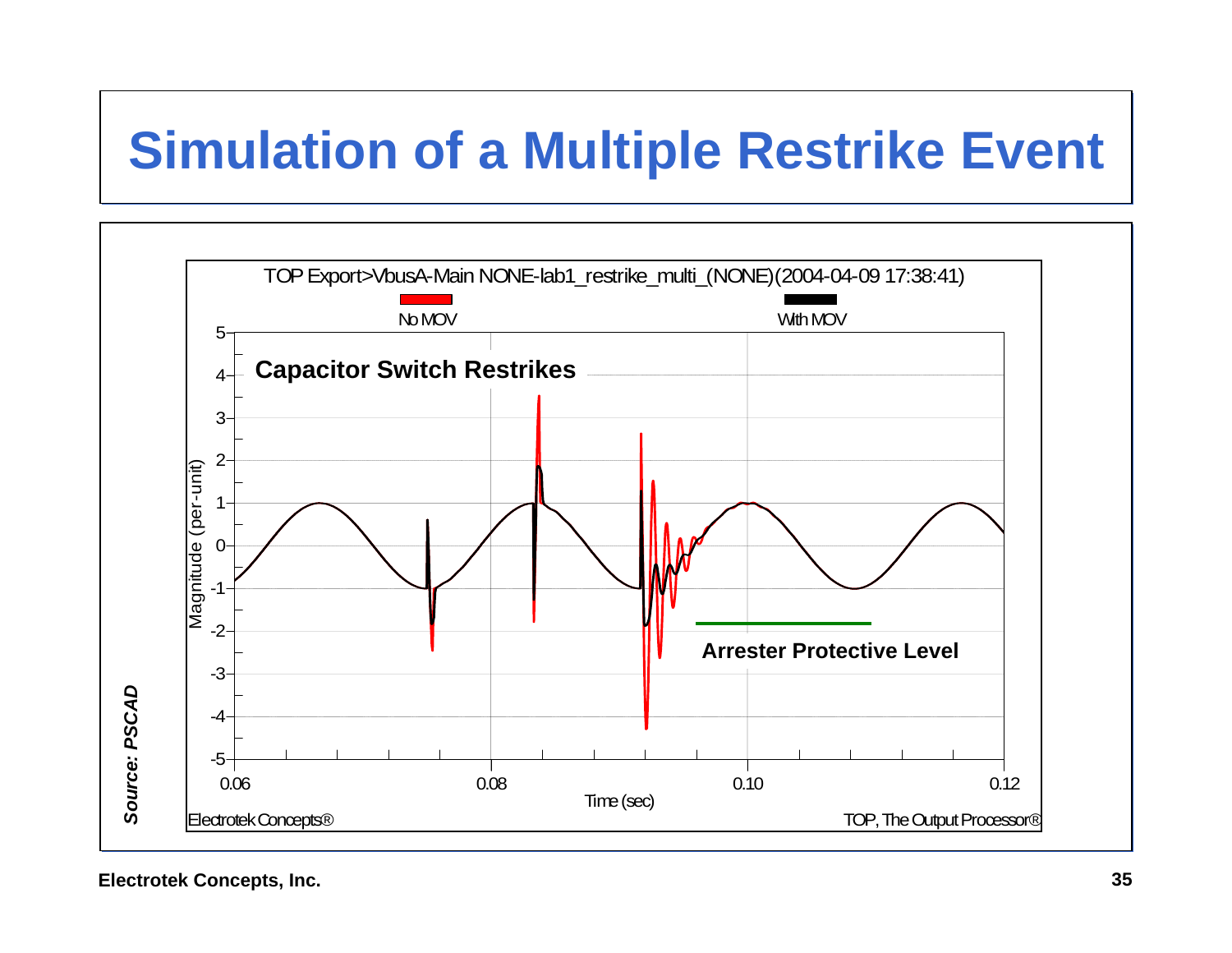# Simulation of a Multiple Restrike Event

TOP Export>VbusA-Main NONE-lab1_restrike_multi_(NONE)(2004-04-09 17:38:41)

No MOV — With MOV

Capacitor Switch Restrikes

Arrester Protective Level

Magnitude (per-unit)

Time (sec)

Electrotek Concepts® — TOP, The Output Processor®

***Source: PSCAD***

**Electrotek Concepts, Inc.**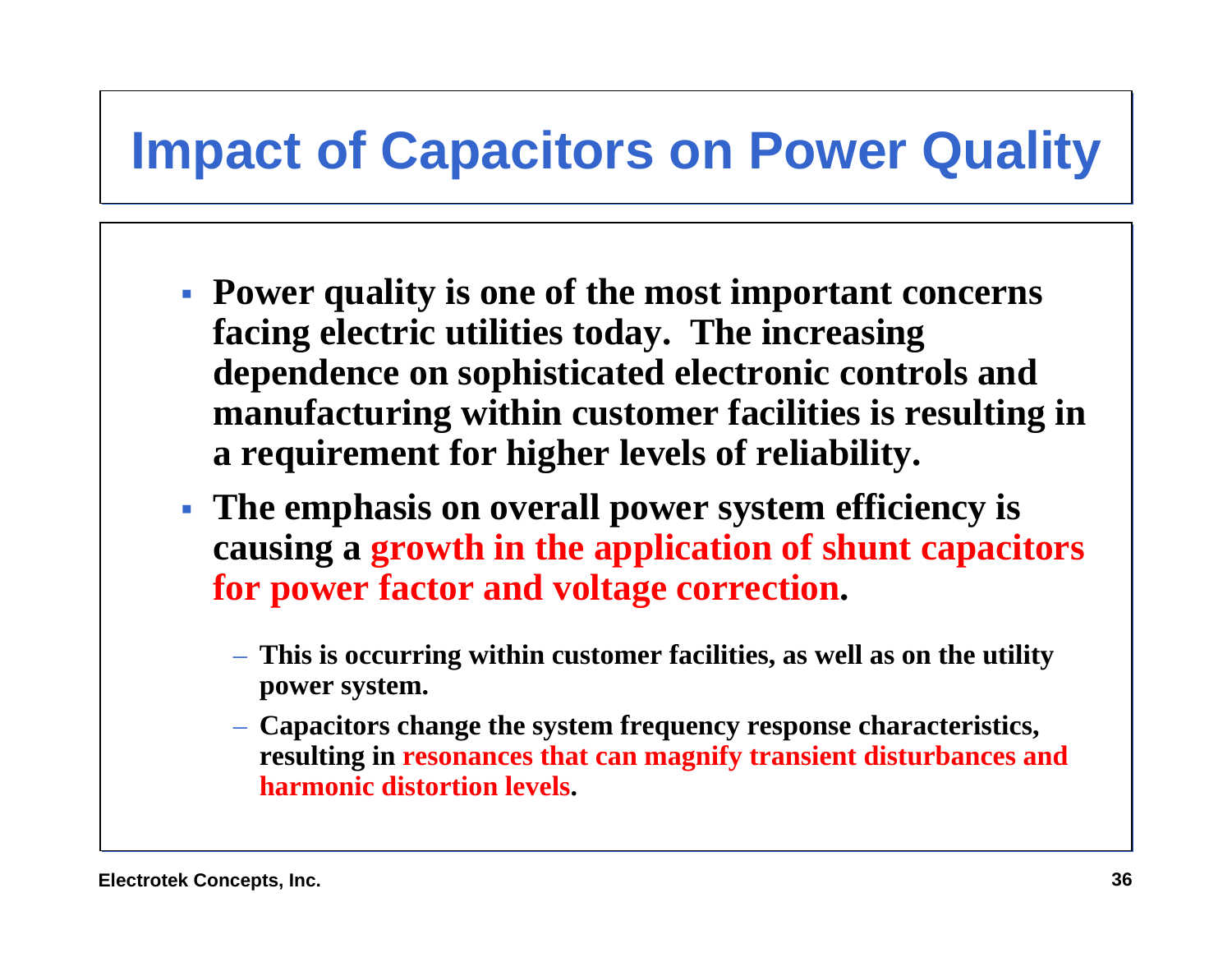# Impact of Capacitors on Power Quality

- **Power quality is one of the most important concerns facing electric utilities today. The increasing dependence on sophisticated electronic controls and manufacturing within customer facilities is resulting in a requirement for higher levels of reliability.**
- **The emphasis on overall power system efficiency is causing a growth in the application of shunt capacitors for power factor and voltage correction.**
  - **This is occurring within customer facilities, as well as on the utility power system.**
  - **Capacitors change the system frequency response characteristics, resulting in resonances that can magnify transient disturbances and harmonic distortion levels.**

Electrotek Concepts, Inc.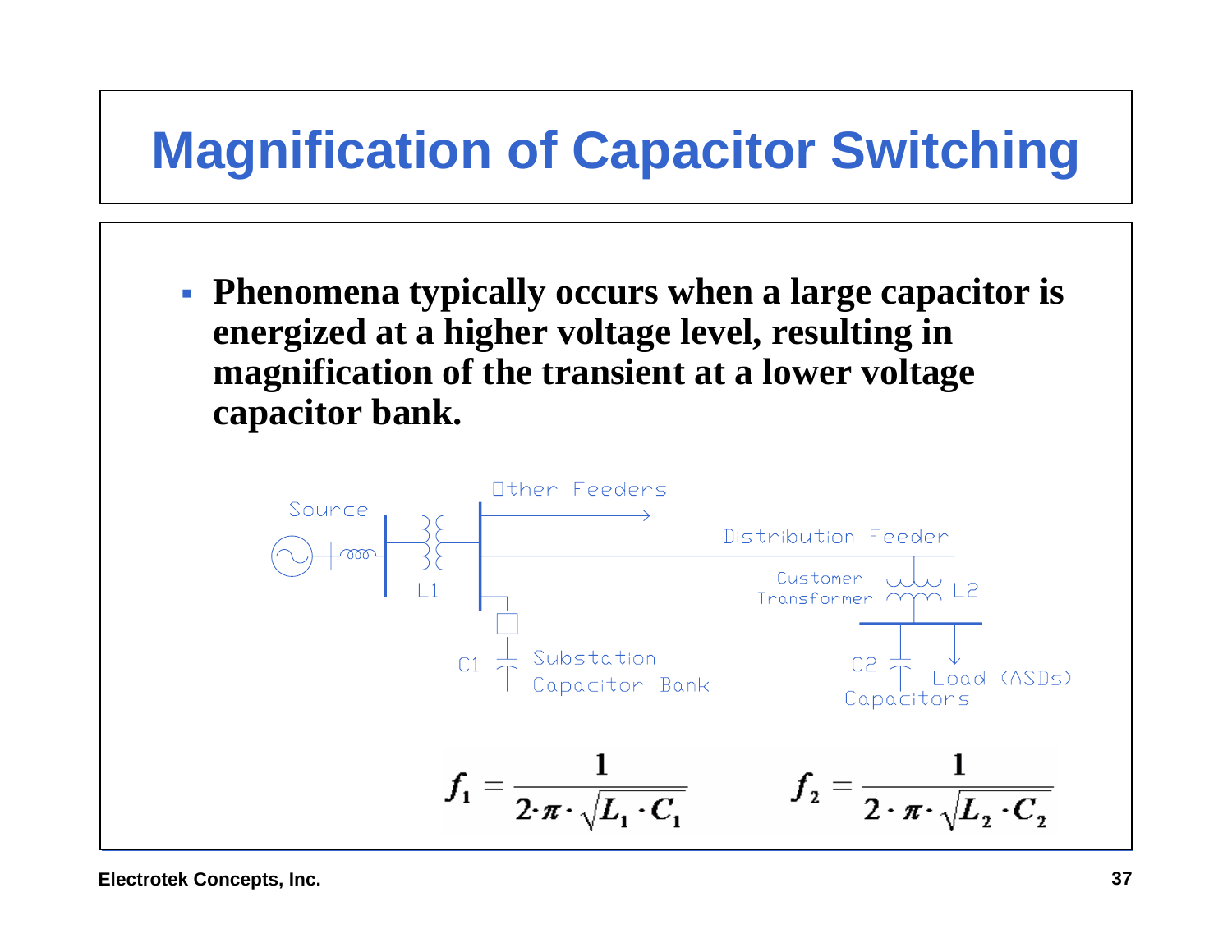# Magnification of Capacitor Switching

- **Phenomena typically occurs when a large capacitor is energized at a higher voltage level, resulting in magnification of the transient at a lower voltage capacitor bank.**

Source | L1 | Other Feeders | Distribution Feeder | Customer Transformer | L2 | C1 | Substation Capacitor Bank | C2 | Capacitors | Load (ASDs)

$$f_1 = \frac{1}{2 \cdot \pi \cdot \sqrt{L_1 \cdot C_1}} \qquad f_2 = \frac{1}{2 \cdot \pi \cdot \sqrt{L_2 \cdot C_2}}$$

Electrotek Concepts, Inc.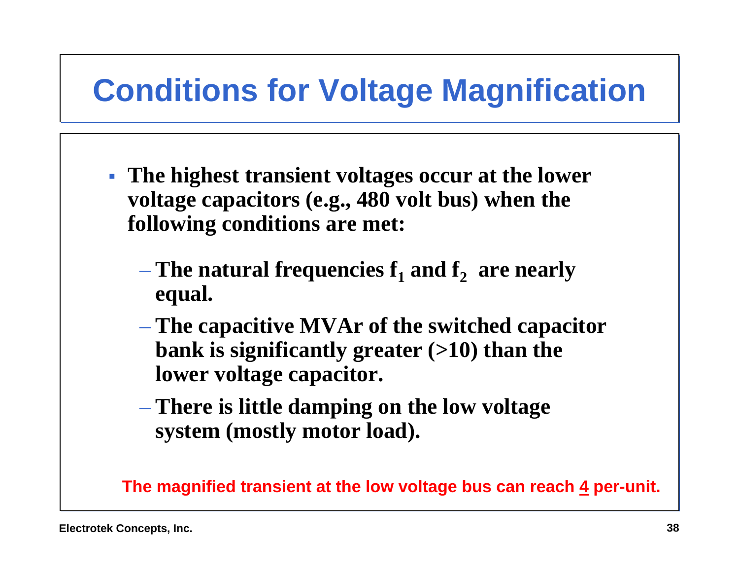# Conditions for Voltage Magnification

- **The highest transient voltages occur at the lower voltage capacitors (e.g., 480 volt bus) when the following conditions are met:**
  - **The natural frequencies $f_1$ and $f_2$ are nearly equal.**
  - **The capacitive MVAr of the switched capacitor bank is significantly greater (>10) than the lower voltage capacitor.**
  - **There is little damping on the low voltage system (mostly motor load).**

**The magnified transient at the low voltage bus can reach 4 per-unit.**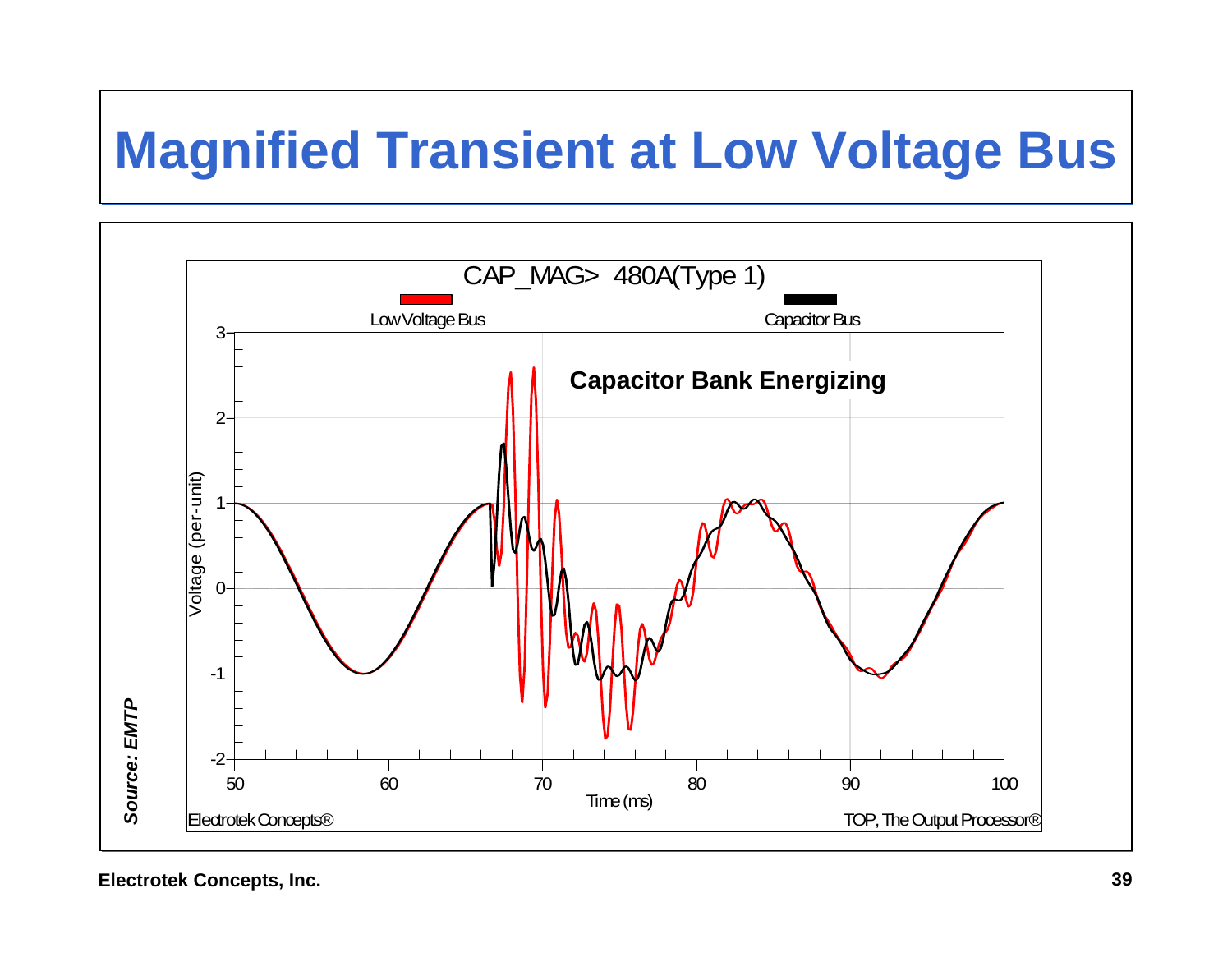# Magnified Transient at Low Voltage Bus

CAP_MAG> 480A(Type 1)

Low Voltage Bus

Capacitor Bus

Capacitor Bank Energizing

Voltage (per-unit)

Time (ms)

Electrotek Concepts®

TOP, The Output Processor®

*Source: EMTP*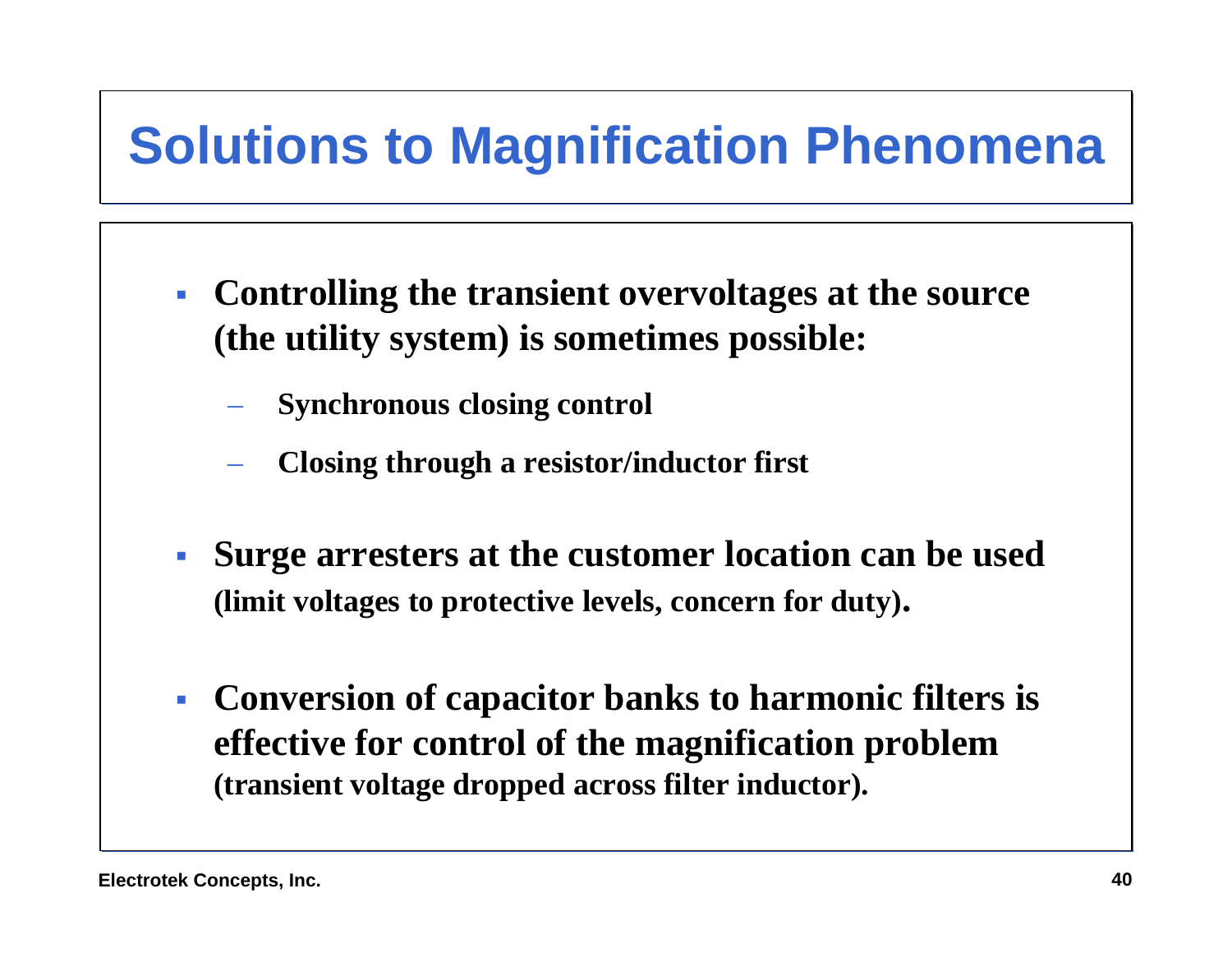# Solutions to Magnification Phenomena

- **Controlling the transient overvoltages at the source (the utility system) is sometimes possible:**
  - **Synchronous closing control**
  - **Closing through a resistor/inductor first**
- **Surge arresters at the customer location can be used (limit voltages to protective levels, concern for duty).**
- **Conversion of capacitor banks to harmonic filters is effective for control of the magnification problem (transient voltage dropped across filter inductor).**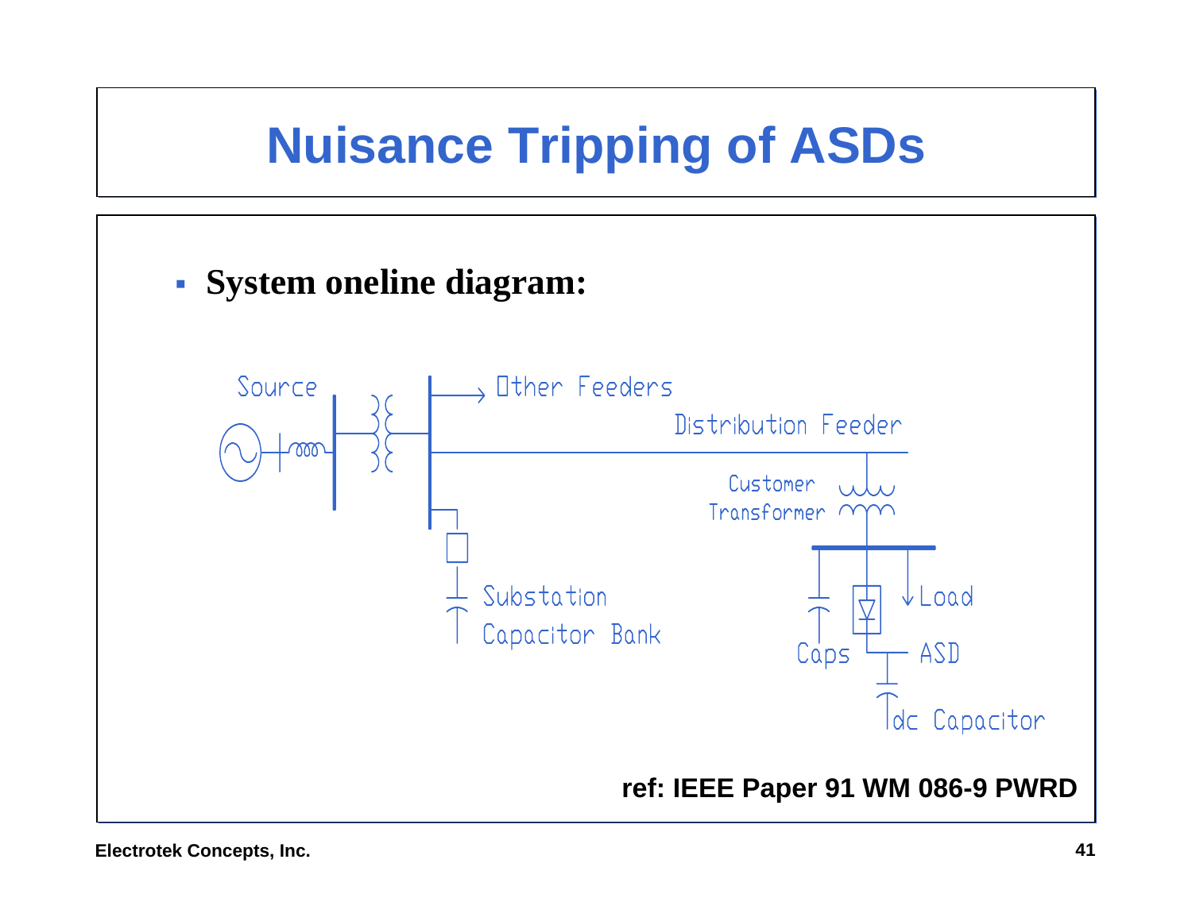# Nuisance Tripping of ASDs

- **System oneline diagram:**

Source

Other Feeders

Distribution Feeder

Customer Transformer

Substation Capacitor Bank

Caps

Load

ASD

dc Capacitor

**ref: IEEE Paper 91 WM 086-9 PWRD**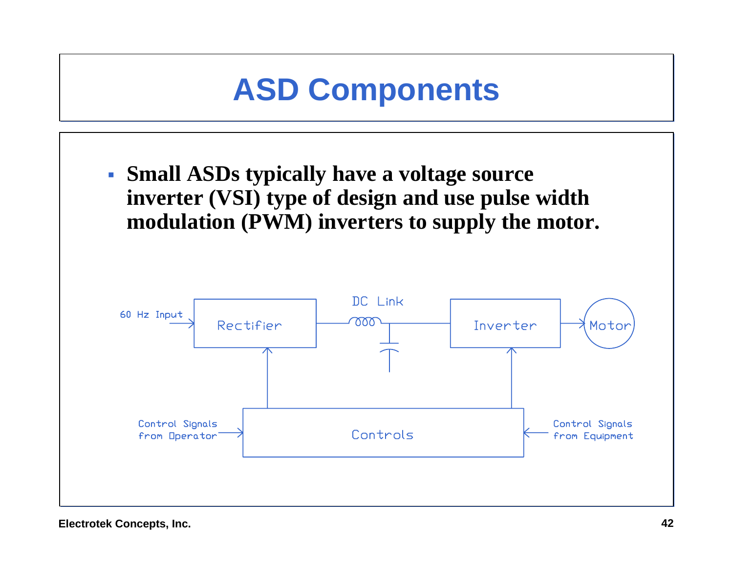# ASD Components

- **Small ASDs typically have a voltage source inverter (VSI) type of design and use pulse width modulation (PWM) inverters to supply the motor.**

60 Hz Input → Rectifier — DC Link — Inverter → Motor

Control Signals from Operator → Controls ← Control Signals from Equipment

Controls → Rectifier

Controls → Inverter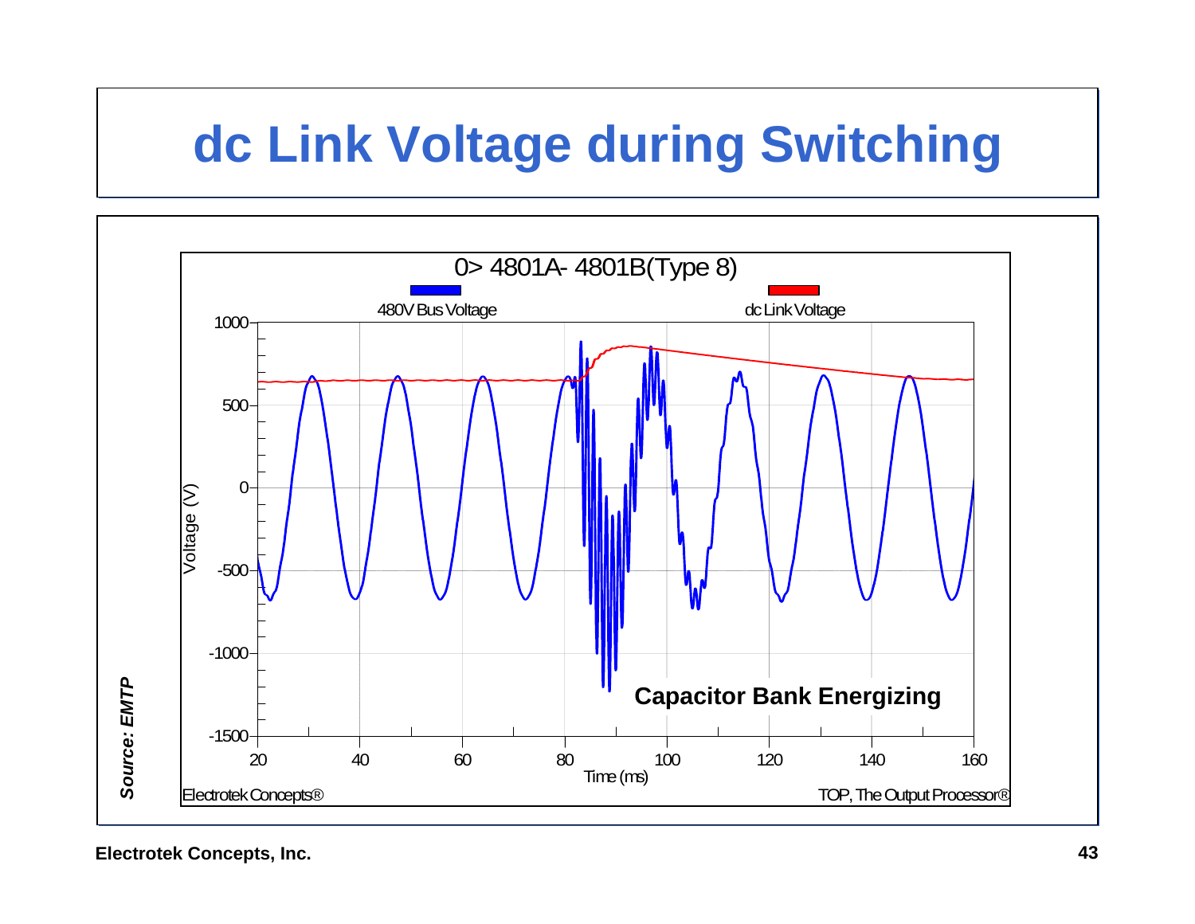# dc Link Voltage during Switching

0> 4801A- 4801B(Type 8)

480V Bus Voltage

dc Link Voltage

Capacitor Bank Energizing

Voltage (V)

Time (ms)

Electrotek Concepts®

TOP, The Output Processor®

*Source: EMTP*

**Electrotek Concepts, Inc.**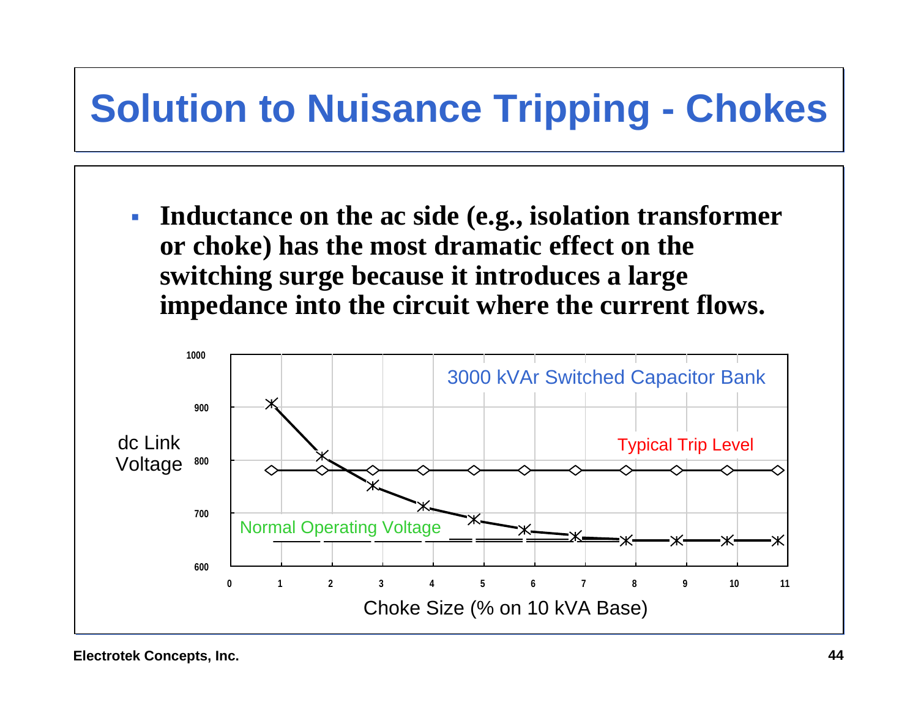# Solution to Nuisance Tripping - Chokes

- **Inductance on the ac side (e.g., isolation transformer or choke) has the most dramatic effect on the switching surge because it introduces a large impedance into the circuit where the current flows.**

3000 kVAr Switched Capacitor Bank

Typical Trip Level

Normal Operating Voltage

dc Link Voltage

Choke Size (% on 10 kVA Base)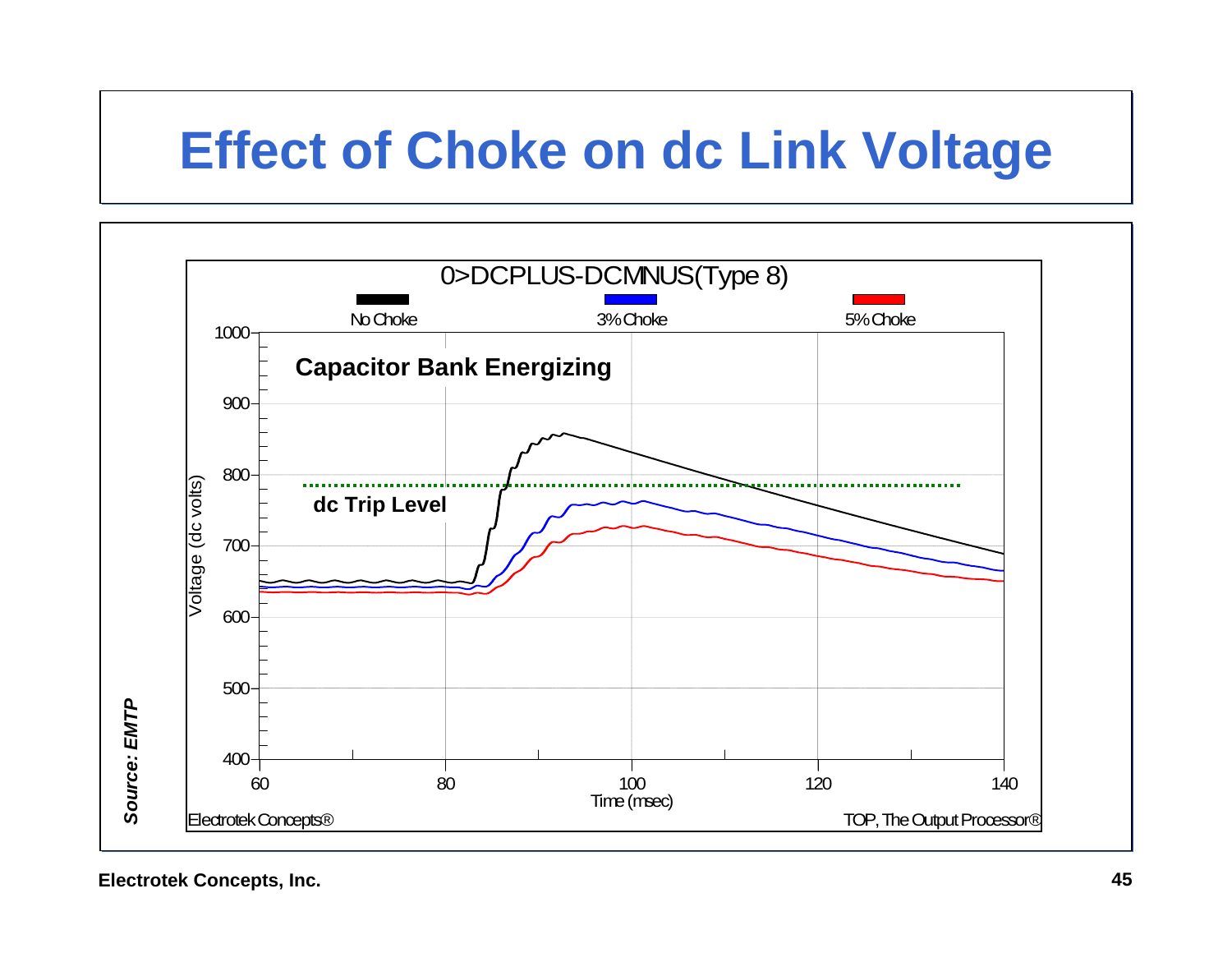# Effect of Choke on dc Link Voltage

0>DCPLUS-DCMNUS(Type 8)

No Choke | 3% Choke | 5% Choke

Capacitor Bank Energizing

dc Trip Level

Voltage (dc volts): 400, 500, 600, 700, 800, 900, 1000

Time (msec): 60, 80, 100, 120, 140

Electrotek Concepts®

TOP, The Output Processor®

*Source: EMTP*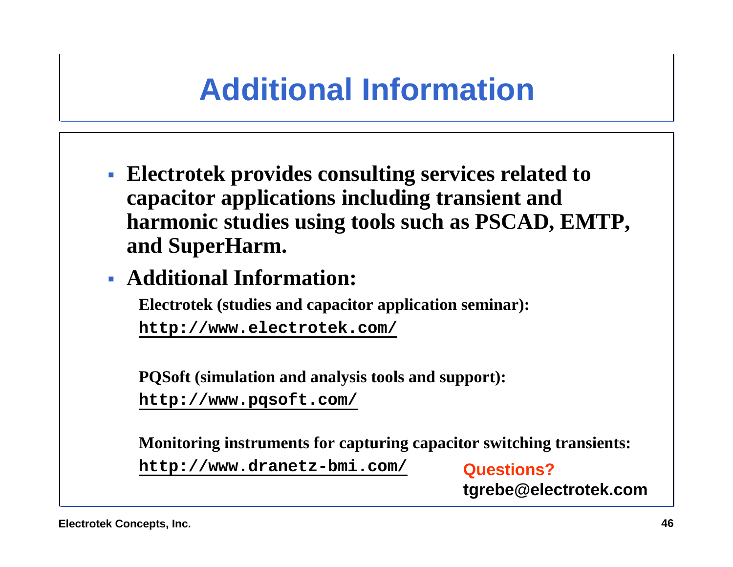# Additional Information

- **Electrotek provides consulting services related to capacitor applications including transient and harmonic studies using tools such as PSCAD, EMTP, and SuperHarm.**
- **Additional Information:**

  **Electrotek (studies and capacitor application seminar):**
  http://www.electrotek.com/

  **PQSoft (simulation and analysis tools and support):**
  http://www.pqsoft.com/

  **Monitoring instruments for capturing capacitor switching transients:**
  http://www.dranetz-bmi.com/

**Questions?**
**tgrebe@electrotek.com**

**Electrotek Concepts, Inc.**